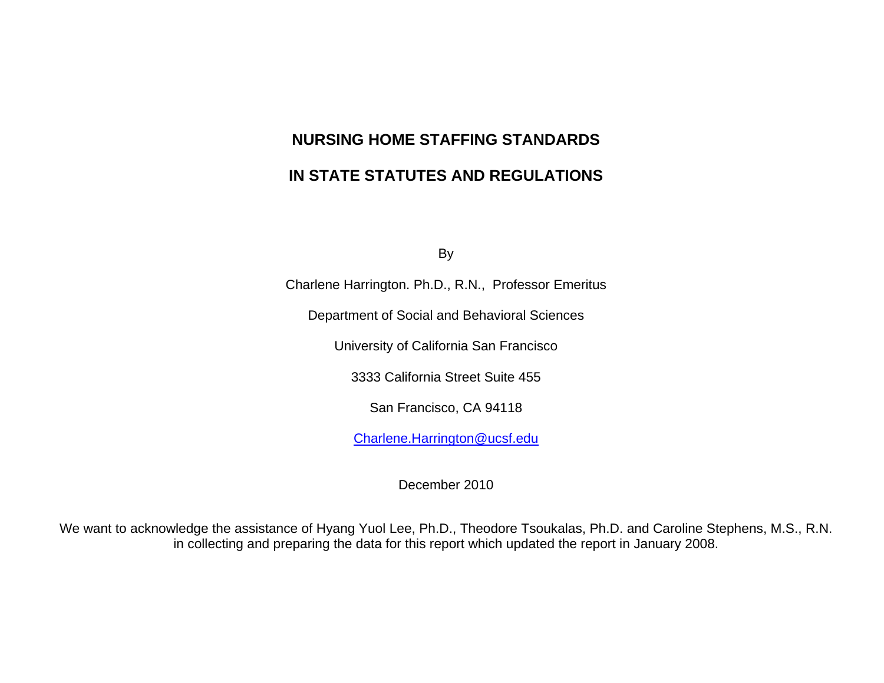# NURSING HOME STAFFING STANDARDS

# IN STATE STATUTES AND REGULATIONS

By

Charlene Harrington. Ph.D., R.N., Professor Emeritus

Department of Social and Behavioral Sciences

University of California San Francisco

3333 California Street Suite 455

San Francisco, CA 94118

Charlene.Harrington@ucsf.edu

December 2010

We want to acknowledge the assistance of Hyang Yuol Lee, Ph.D., Theodore Tsoukalas, Ph.D. and Caroline Stephens, M.S., R.N. in collecting and preparing the data for this report which updated the report in January 2008.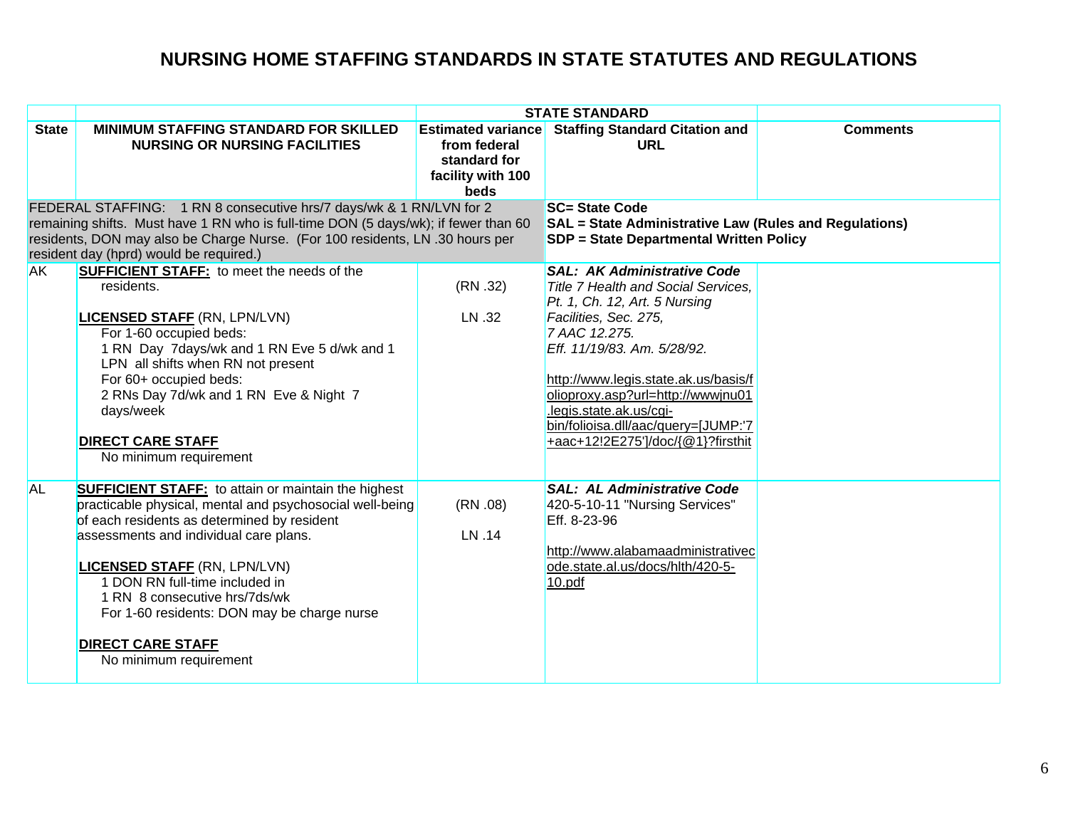# NURSING HOME STAFFING STANDARDS IN STATE STATUTES AND REGULATIONS

| | | STATE STANDARD | | |
|---|---|---|---|---|
| **State** | **MINIMUM STAFFING STANDARD FOR SKILLED NURSING OR NURSING FACILITIES** | **Estimated variance from federal standard for facility with 100 beds** | **Staffing Standard Citation and URL** | **Comments** |
| FEDERAL STAFFING: 1 RN 8 consecutive hrs/7 days/wk & 1 RN/LVN for 2 remaining shifts. Must have 1 RN who is full-time DON (5 days/wk); if fewer than 60 residents, DON may also be Charge Nurse. (For 100 residents, LN .30 hours per resident day (hprd) would be required.) | | | **SC= State Code**<br>**SAL = State Administrative Law (Rules and Regulations)**<br>**SDP = State Departmental Written Policy** | |
| AK | **SUFFICIENT STAFF:** to meet the needs of the residents.<br><br>**LICENSED STAFF** (RN, LPN/LVN)<br>For 1-60 occupied beds:<br>1 RN Day 7days/wk and 1 RN Eve 5 d/wk and 1 LPN all shifts when RN not present<br>For 60+ occupied beds:<br>2 RNs Day 7d/wk and 1 RN Eve & Night 7 days/week<br><br>**DIRECT CARE STAFF**<br>No minimum requirement | (RN .32)<br><br>LN .32 | ***SAL: AK Administrative Code***<br>*Title 7 Health and Social Services, Pt. 1, Ch. 12, Art. 5 Nursing Facilities, Sec. 275, 7 AAC 12.275. Eff. 11/19/83. Am. 5/28/92.*<br><br>http://www.legis.state.ak.us/basis/folioproxy.asp?url=http://wwwjnu01.legis.state.ak.us/cgi-bin/folioisa.dll/aac/query=[JUMP:'7+aac+12!2E275']/doc/{@1}?firsthit | |
| AL | **SUFFICIENT STAFF:** to attain or maintain the highest practicable physical, mental and psychosocial well-being of each residents as determined by resident assessments and individual care plans.<br><br>**LICENSED STAFF** (RN, LPN/LVN)<br>1 DON RN full-time included in<br>1 RN 8 consecutive hrs/7ds/wk<br>For 1-60 residents: DON may be charge nurse<br><br>**DIRECT CARE STAFF**<br>No minimum requirement | (RN .08)<br><br>LN .14 | ***SAL: AL Administrative Code***<br>420-5-10-11 "Nursing Services" Eff. 8-23-96<br><br>http://www.alabamaadministrativecode.state.al.us/docs/hlth/420-5-10.pdf | |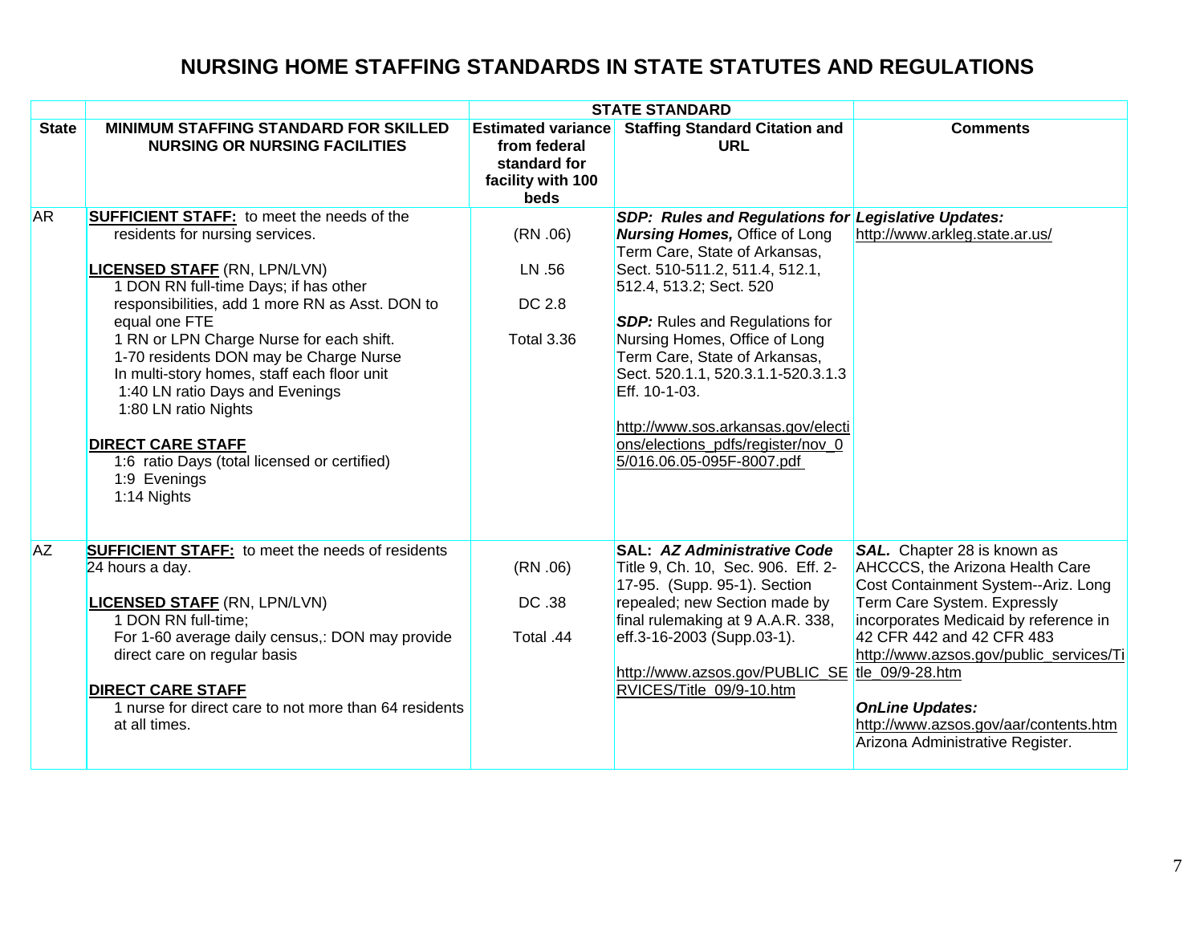# NURSING HOME STAFFING STANDARDS IN STATE STATUTES AND REGULATIONS

| | STATE STANDARD | | | |
|---|---|---|---|---|
| **State** | **MINIMUM STAFFING STANDARD FOR SKILLED NURSING OR NURSING FACILITIES** | **Estimated variance from federal standard for facility with 100 beds** | **Staffing Standard Citation and URL** | **Comments** |
| AR | **SUFFICIENT STAFF:** to meet the needs of the residents for nursing services.<br><br>**LICENSED STAFF** (RN, LPN/LVN)<br>1 DON RN full-time Days; if has other responsibilities, add 1 more RN as Asst. DON to equal one FTE<br>1 RN or LPN Charge Nurse for each shift.<br>1-70 residents DON may be Charge Nurse<br>In multi-story homes, staff each floor unit<br>1:40 LN ratio Days and Evenings<br>1:80 LN ratio Nights<br><br>**DIRECT CARE STAFF**<br>1:6 ratio Days (total licensed or certified)<br>1:9 Evenings<br>1:14 Nights | (RN .06)<br><br>LN .56<br><br>DC 2.8<br><br>Total 3.36 | ***SDP: Rules and Regulations for Nursing Homes,*** Office of Long Term Care, State of Arkansas, Sect. 510-511.2, 511.4, 512.1, 512.4, 513.2; Sect. 520<br><br>***SDP:*** Rules and Regulations for Nursing Homes, Office of Long Term Care, State of Arkansas, Sect. 520.1.1, 520.3.1.1-520.3.1.3 Eff. 10-1-03.<br><br>http://www.sos.arkansas.gov/elections/elections_pdfs/register/nov_05/016.06.05-095F-8007.pdf | ***Legislative Updates:***<br>http://www.arkleg.state.ar.us/ |
| AZ | **SUFFICIENT STAFF:** to meet the needs of residents 24 hours a day.<br><br>**LICENSED STAFF** (RN, LPN/LVN)<br>1 DON RN full-time;<br>For 1-60 average daily census,: DON may provide direct care on regular basis<br><br>**DIRECT CARE STAFF**<br>1 nurse for direct care to not more than 64 residents at all times. | (RN .06)<br><br>DC .38<br><br>Total .44 | **SAL: *AZ Administrative Code*** Title 9, Ch. 10, Sec. 906. Eff. 2-17-95. (Supp. 95-1). Section repealed; new Section made by final rulemaking at 9 A.A.R. 338, eff.3-16-2003 (Supp.03-1).<br><br>http://www.azsos.gov/PUBLIC_SERVICES/Title_09/9-10.htm | ***SAL.*** Chapter 28 is known as AHCCCS, the Arizona Health Care Cost Containment System--Ariz. Long Term Care System. Expressly incorporates Medicaid by reference in 42 CFR 442 and 42 CFR 483 http://www.azsos.gov/public_services/Title_09/9-28.htm<br><br>***OnLine Updates:***<br>http://www.azsos.gov/aar/contents.htm Arizona Administrative Register. |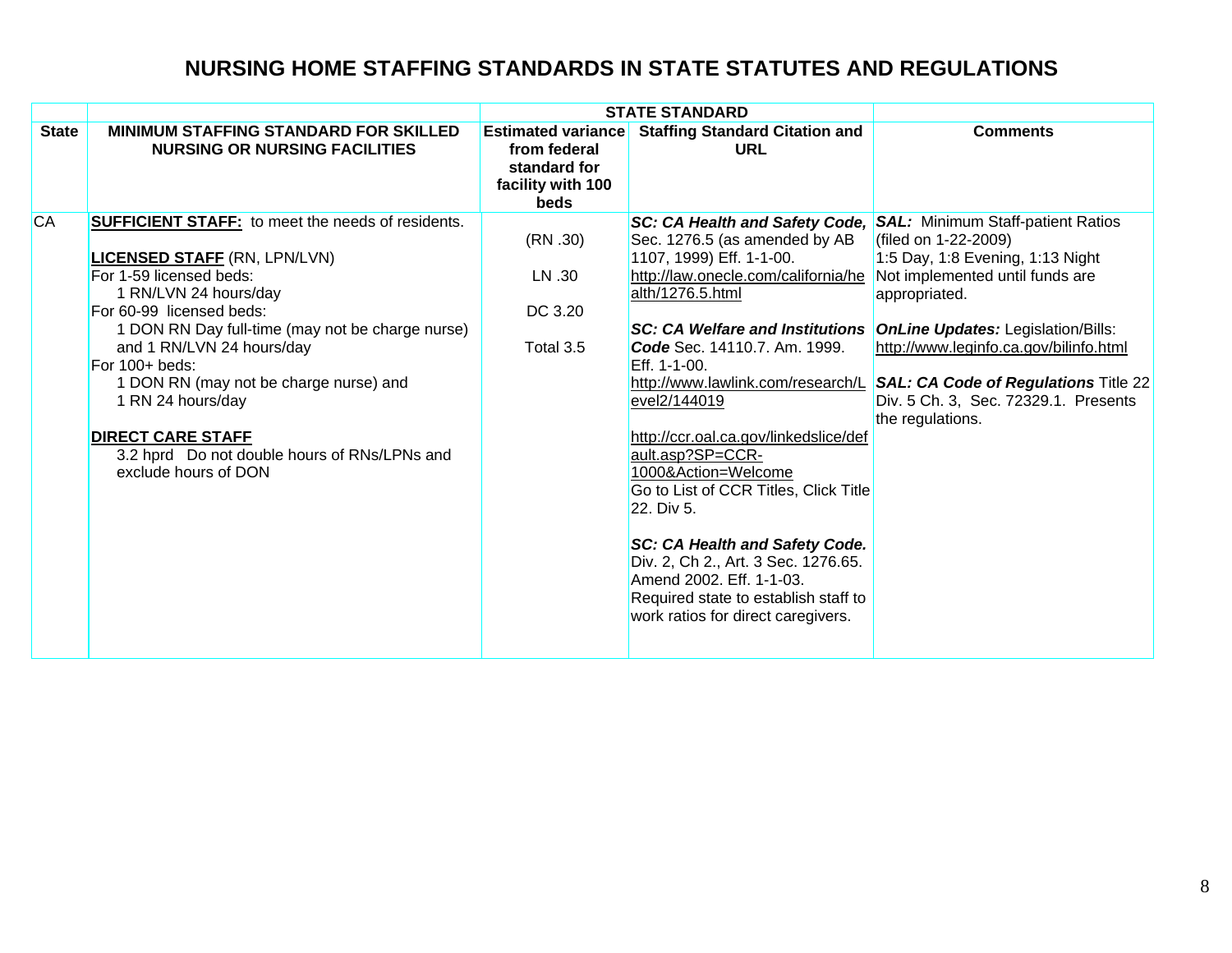# NURSING HOME STAFFING STANDARDS IN STATE STATUTES AND REGULATIONS

| | | STATE STANDARD | | |
|---|---|---|---|---|
| **State** | **MINIMUM STAFFING STANDARD FOR SKILLED NURSING OR NURSING FACILITIES** | **Estimated variance from federal standard for facility with 100 beds** | **Staffing Standard Citation and URL** | **Comments** |
| CA | **SUFFICIENT STAFF:** to meet the needs of residents.<br><br>**LICENSED STAFF** (RN, LPN/LVN)<br>For 1-59 licensed beds:<br>1 RN/LVN 24 hours/day<br>For 60-99 licensed beds:<br>1 DON RN Day full-time (may not be charge nurse) and 1 RN/LVN 24 hours/day<br>For 100+ beds:<br>1 DON RN (may not be charge nurse) and<br>1 RN 24 hours/day<br><br>**DIRECT CARE STAFF**<br>3.2 hprd Do not double hours of RNs/LPNs and exclude hours of DON | (RN .30)<br><br>LN .30<br><br>DC 3.20<br><br>Total 3.5 | ***SC: CA Health and Safety Code,*** Sec. 1276.5 (as amended by AB 1107, 1999) Eff. 1-1-00.<br>http://law.onecle.com/california/health/1276.5.html<br><br>***SC: CA Welfare and Institutions Code*** Sec. 14110.7. Am. 1999. Eff. 1-1-00.<br>http://www.lawlink.com/research/Level2/144019<br><br>http://ccr.oal.ca.gov/linkedslice/default.asp?SP=CCR-1000&Action=Welcome<br>Go to List of CCR Titles, Click Title 22. Div 5.<br><br>***SC: CA Health and Safety Code.*** Div. 2, Ch 2., Art. 3 Sec. 1276.65. Amend 2002. Eff. 1-1-03. Required state to establish staff to work ratios for direct caregivers. | ***SAL:*** Minimum Staff-patient Ratios (filed on 1-22-2009)<br>1:5 Day, 1:8 Evening, 1:13 Night<br>Not implemented until funds are appropriated.<br><br>***OnLine Updates:*** Legislation/Bills:<br>http://www.leginfo.ca.gov/bilinfo.html<br><br>***SAL: CA Code of Regulations*** Title 22 Div. 5 Ch. 3, Sec. 72329.1. Presents the regulations. |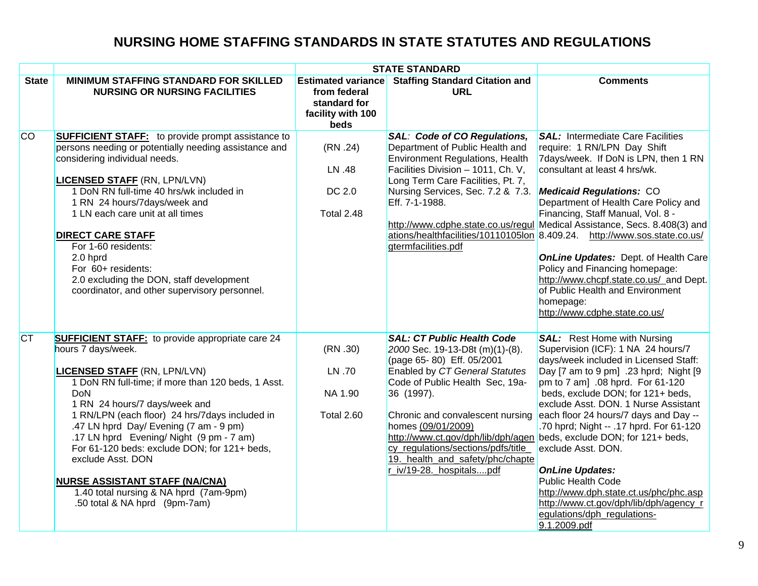# NURSING HOME STAFFING STANDARDS IN STATE STATUTES AND REGULATIONS

| | | STATE STANDARD | | |
|---|---|---|---|---|
| **State** | **MINIMUM STAFFING STANDARD FOR SKILLED NURSING OR NURSING FACILITIES** | **Estimated variance from federal standard for facility with 100 beds** | **Staffing Standard Citation and URL** | **Comments** |
| CO | **SUFFICIENT STAFF:** to provide prompt assistance to persons needing or potentially needing assistance and considering individual needs.<br><br>**LICENSED STAFF** (RN, LPN/LVN)<br>1 DoN RN full-time 40 hrs/wk included in<br>1 RN 24 hours/7days/week and<br>1 LN each care unit at all times<br><br>**DIRECT CARE STAFF**<br>For 1-60 residents:<br>2.0 hprd<br>For 60+ residents:<br>2.0 excluding the DON, staff development coordinator, and other supervisory personnel. | (RN .24)<br><br>LN .48<br><br>DC 2.0<br><br>Total 2.48 | ***SAL**: Code of CO Regulations,* Department of Public Health and Environment Regulations, Health Facilities Division – 1011, Ch. V, Long Term Care Facilities, Pt. 7, Nursing Services, Sec. 7.2 & 7.3. Eff. 7-1-1988.<br><br>http://www.cdphe.state.co.us/regulations/healthfacilities/10110105longtermfacilities.pdf | ***SAL:*** Intermediate Care Facilities require: 1 RN/LPN Day Shift 7days/week. If DoN is LPN, then 1 RN consultant at least 4 hrs/wk.<br><br>***Medicaid Regulations:*** CO Department of Health Care Policy and Financing, Staff Manual, Vol. 8 - Medical Assistance, Secs. 8.408(3) and 8.409.24. http://www.sos.state.co.us/<br><br>***OnLine Updates:*** Dept. of Health Care Policy and Financing homepage: http://www.chcpf.state.co.us/ and Dept. of Public Health and Environment homepage: http://www.cdphe.state.co.us/ |
| CT | **SUFFICIENT STAFF:** to provide appropriate care 24 hours 7 days/week.<br><br>**LICENSED STAFF** (RN, LPN/LVN)<br>1 DoN RN full-time; if more than 120 beds, 1 Asst. DoN<br>1 RN 24 hours/7 days/week and<br>1 RN/LPN (each floor) 24 hrs/7days included in<br>.47 LN hprd Day/ Evening (7 am - 9 pm)<br>.17 LN hprd Evening/ Night (9 pm - 7 am)<br>For 61-120 beds: exclude DON; for 121+ beds, exclude Asst. DON<br><br>**NURSE ASSISTANT STAFF (NA/CNA)**<br>1.40 total nursing & NA hprd (7am-9pm)<br>.50 total & NA hprd (9pm-7am) | (RN .30)<br><br>LN .70<br><br>NA 1.90<br><br>Total 2.60 | ***SAL: CT Public Health Code** 2000* Sec. 19-13-D8t (m)(1)-(8). (page 65- 80) Eff. 05/2001 Enabled by *CT General Statutes* Code of Public Health Sec, 19a-36 (1997).<br><br>Chronic and convalescent nursing homes (09/01/2009) http://www.ct.gov/dph/lib/dph/agency_regulations/sections/pdfs/title_19._health_and_safety/phc/chapter_iv/19-28._hospitals....pdf | ***SAL:*** Rest Home with Nursing Supervision (ICF): 1 NA 24 hours/7 days/week included in Licensed Staff: Day [7 am to 9 pm] .23 hprd; Night [9 pm to 7 am] .08 hprd. For 61-120 beds, exclude DON; for 121+ beds, exclude Asst. DON. 1 Nurse Assistant each floor 24 hours/7 days and Day -- .70 hprd; Night -- .17 hprd. For 61-120 beds, exclude DON; for 121+ beds, exclude Asst. DON.<br><br>***OnLine Updates:***<br>Public Health Code<br>http://www.dph.state.ct.us/phc/phc.asp<br>http://www.ct.gov/dph/lib/dph/agency_regulations/dph_regulations-9.1.2009.pdf |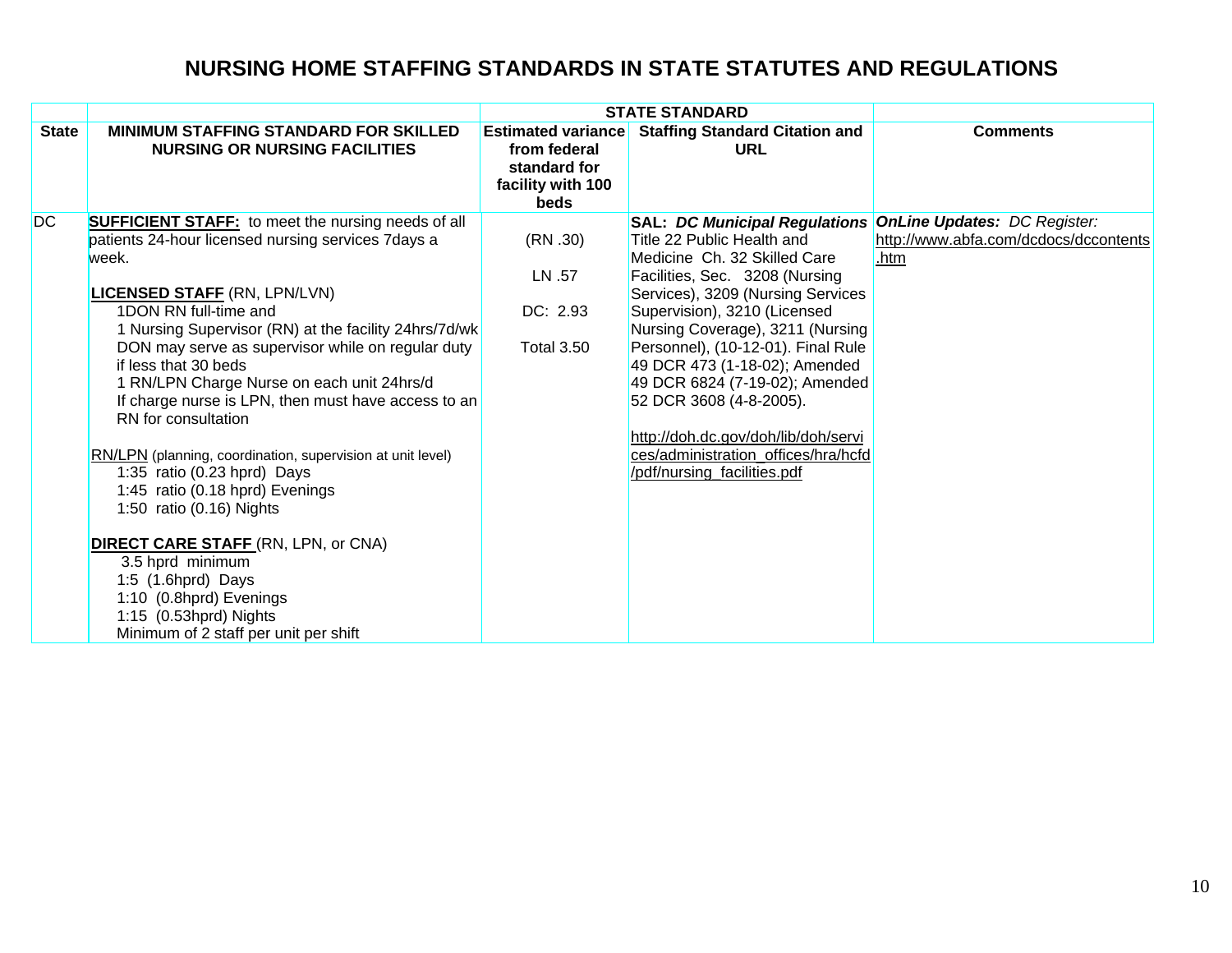# NURSING HOME STAFFING STANDARDS IN STATE STATUTES AND REGULATIONS

| | | STATE STANDARD | | |
|---|---|---|---|---|
| **State** | **MINIMUM STAFFING STANDARD FOR SKILLED NURSING OR NURSING FACILITIES** | **Estimated variance from federal standard for facility with 100 beds** | **Staffing Standard Citation and URL** | **Comments** |
| DC | **SUFFICIENT STAFF:** to meet the nursing needs of all patients 24-hour licensed nursing services 7days a week.<br><br>**LICENSED STAFF** (RN, LPN/LVN)<br>1DON RN full-time and<br>1 Nursing Supervisor (RN) at the facility 24hrs/7d/wk<br>DON may serve as supervisor while on regular duty if less that 30 beds<br>1 RN/LPN Charge Nurse on each unit 24hrs/d<br>If charge nurse is LPN, then must have access to an RN for consultation<br><br>RN/LPN (planning, coordination, supervision at unit level)<br>1:35 ratio (0.23 hprd) Days<br>1:45 ratio (0.18 hprd) Evenings<br>1:50 ratio (0.16) Nights<br><br>**DIRECT CARE STAFF** (RN, LPN, or CNA)<br>3.5 hprd minimum<br>1:5 (1.6hprd) Days<br>1:10 (0.8hprd) Evenings<br>1:15 (0.53hprd) Nights<br>Minimum of 2 staff per unit per shift | (RN .30)<br><br>LN .57<br><br>DC: 2.93<br><br>Total 3.50 | **SAL:** ***DC Municipal Regulations*** Title 22 Public Health and Medicine Ch. 32 Skilled Care Facilities, Sec. 3208 (Nursing Services), 3209 (Nursing Services Supervision), 3210 (Licensed Nursing Coverage), 3211 (Nursing Personnel), (10-12-01). Final Rule 49 DCR 473 (1-18-02); Amended 49 DCR 6824 (7-19-02); Amended 52 DCR 3608 (4-8-2005).<br><br>http://doh.dc.gov/doh/lib/doh/services/administration_offices/hra/hcfd/pdf/nursing_facilities.pdf | ***OnLine Updates:*** *DC Register:* http://www.abfa.com/dcdocs/dccontents.htm |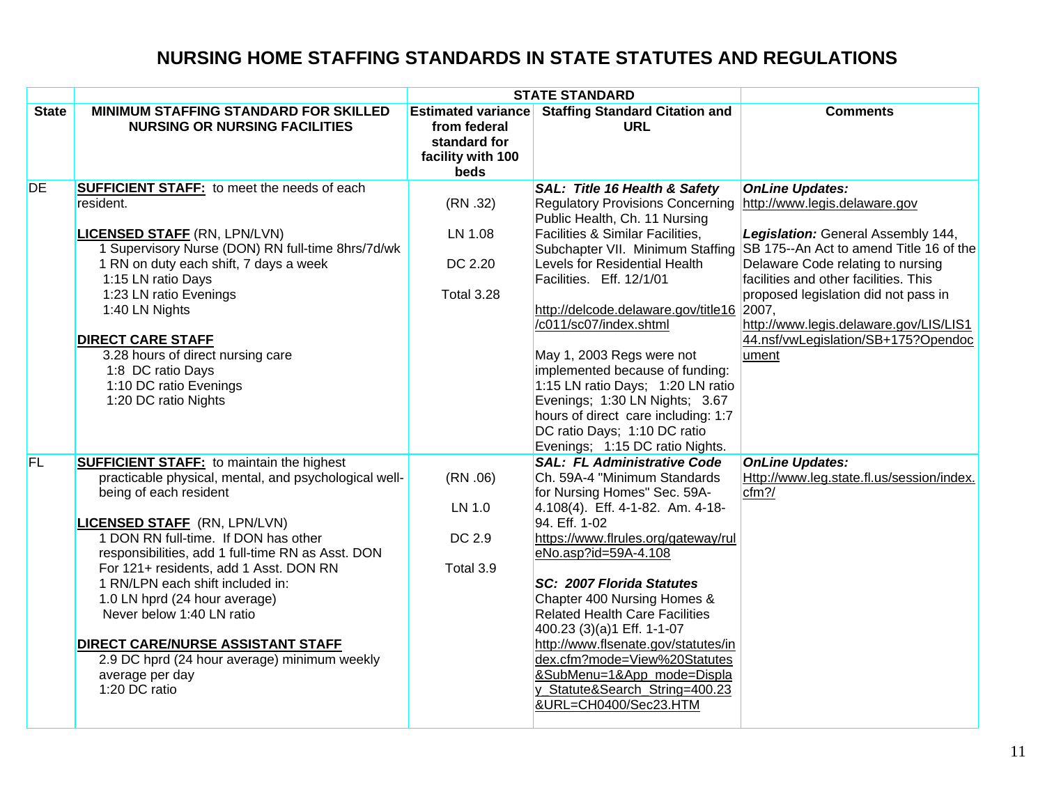# NURSING HOME STAFFING STANDARDS IN STATE STATUTES AND REGULATIONS

| | STATE STANDARD | | | |
|---|---|---|---|---|
| **State** | **MINIMUM STAFFING STANDARD FOR SKILLED NURSING OR NURSING FACILITIES** | **Estimated variance from federal standard for facility with 100 beds** | **Staffing Standard Citation and URL** | **Comments** |
| DE | **SUFFICIENT STAFF:** to meet the needs of each resident.<br><br>**LICENSED STAFF** (RN, LPN/LVN)<br>1 Supervisory Nurse (DON) RN full-time 8hrs/7d/wk<br>1 RN on duty each shift, 7 days a week<br>1:15 LN ratio Days<br>1:23 LN ratio Evenings<br>1:40 LN Nights<br><br>**DIRECT CARE STAFF**<br>3.28 hours of direct nursing care<br>1:8 DC ratio Days<br>1:10 DC ratio Evenings<br>1:20 DC ratio Nights | (RN .32)<br><br>LN 1.08<br><br>DC 2.20<br><br>Total 3.28 | ***SAL: Title 16 Health & Safety*** Regulatory Provisions Concerning Public Health, Ch. 11 Nursing Facilities & Similar Facilities, Subchapter VII. Minimum Staffing Levels for Residential Health Facilities. Eff. 12/1/01<br><br>http://delcode.delaware.gov/title16/c011/sc07/index.shtml<br><br>May 1, 2003 Regs were not implemented because of funding: 1:15 LN ratio Days; 1:20 LN ratio Evenings; 1:30 LN Nights; 3.67 hours of direct care including: 1:7 DC ratio Days; 1:10 DC ratio Evenings; 1:15 DC ratio Nights. | ***OnLine Updates:***<br>http://www.legis.delaware.gov<br><br>***Legislation:*** General Assembly 144, SB 175--An Act to amend Title 16 of the Delaware Code relating to nursing facilities and other facilities. This proposed legislation did not pass in 2007,<br>http://www.legis.delaware.gov/LIS/LIS144.nsf/vwLegislation/SB+175?Opendocument |
| FL | **SUFFICIENT STAFF:** to maintain the highest practicable physical, mental, and psychological well-being of each resident<br><br>**LICENSED STAFF** (RN, LPN/LVN)<br>1 DON RN full-time. If DON has other responsibilities, add 1 full-time RN as Asst. DON<br>For 121+ residents, add 1 Asst. DON RN<br>1 RN/LPN each shift included in:<br>1.0 LN hprd (24 hour average)<br>Never below 1:40 LN ratio<br><br>**DIRECT CARE/NURSE ASSISTANT STAFF**<br>2.9 DC hprd (24 hour average) minimum weekly average per day<br>1:20 DC ratio | (RN .06)<br><br>LN 1.0<br><br>DC 2.9<br><br>Total 3.9 | ***SAL: FL Administrative Code*** Ch. 59A-4 "Minimum Standards for Nursing Homes" Sec. 59A-4.108(4). Eff. 4-1-82. Am. 4-18-94. Eff. 1-02<br>https://www.flrules.org/gateway/ruleNo.asp?id=59A-4.108<br><br>***SC: 2007 Florida Statutes*** Chapter 400 Nursing Homes & Related Health Care Facilities 400.23 (3)(a)1 Eff. 1-1-07<br>http://www.flsenate.gov/statutes/index.cfm?mode=View%20Statutes&SubMenu=1&App_mode=Display_Statute&Search_String=400.23&URL=CH0400/Sec23.HTM | ***OnLine Updates:***<br>Http://www.leg.state.fl.us/session/index.cfm?/ |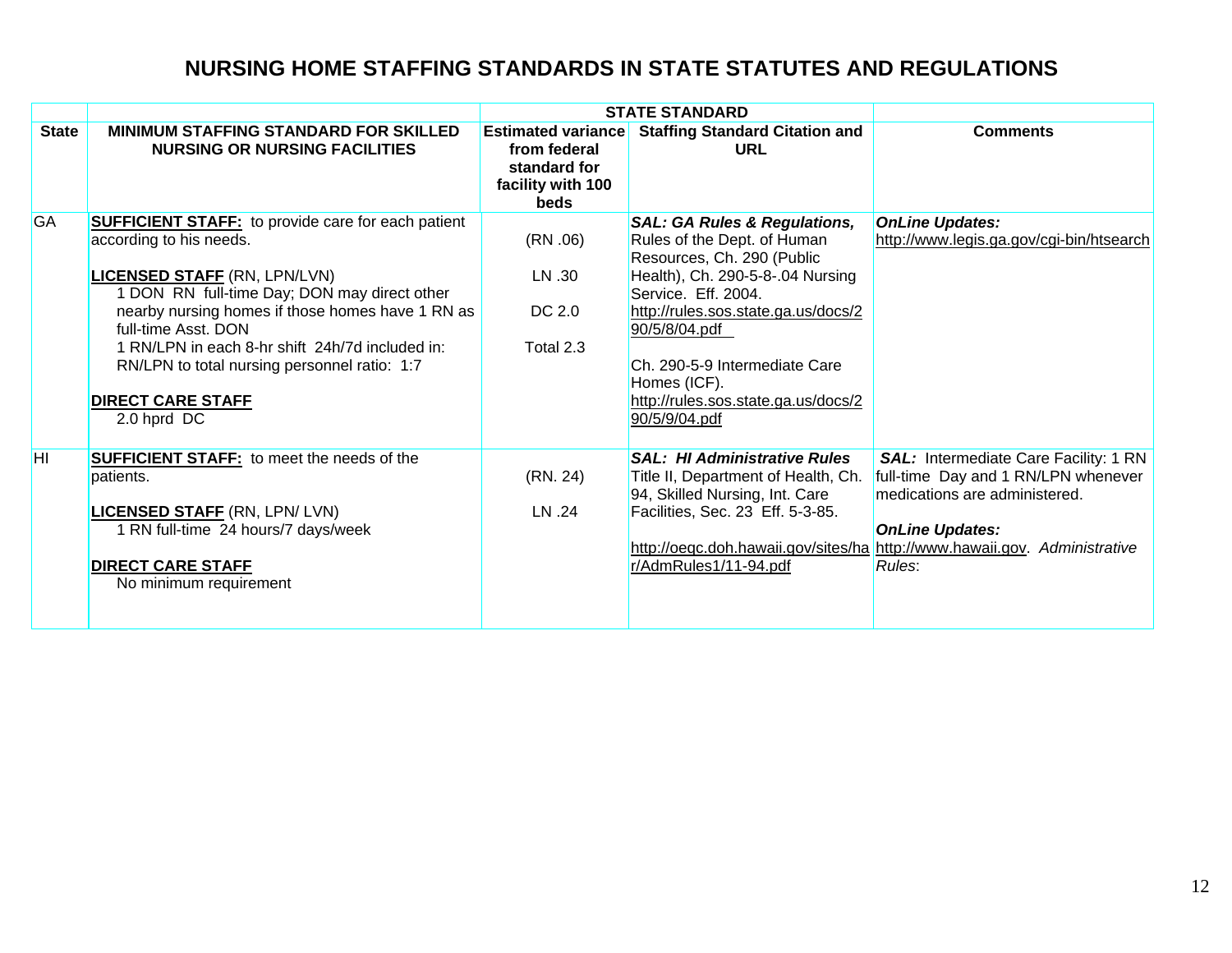# NURSING HOME STAFFING STANDARDS IN STATE STATUTES AND REGULATIONS

| | | STATE STANDARD | | |
|---|---|---|---|---|
| **State** | **MINIMUM STAFFING STANDARD FOR SKILLED NURSING OR NURSING FACILITIES** | **Estimated variance from federal standard for facility with 100 beds** | **Staffing Standard Citation and URL** | **Comments** |
| GA | **SUFFICIENT STAFF:** to provide care for each patient according to his needs.<br><br>**LICENSED STAFF** (RN, LPN/LVN)<br>1 DON RN full-time Day; DON may direct other nearby nursing homes if those homes have 1 RN as full-time Asst. DON<br>1 RN/LPN in each 8-hr shift 24h/7d included in: RN/LPN to total nursing personnel ratio: 1:7<br><br>**DIRECT CARE STAFF**<br>2.0 hprd DC | (RN .06)<br><br>LN .30<br><br>DC 2.0<br><br>Total 2.3 | ***SAL: GA Rules & Regulations,*** Rules of the Dept. of Human Resources, Ch. 290 (Public Health), Ch. 290-5-8-.04 Nursing Service. Eff. 2004.<br>http://rules.sos.state.ga.us/docs/290/5/8/04.pdf<br><br>Ch. 290-5-9 Intermediate Care Homes (ICF).<br>http://rules.sos.state.ga.us/docs/290/5/9/04.pdf | ***OnLine Updates:***<br>http://www.legis.ga.gov/cgi-bin/htsearch |
| HI | **SUFFICIENT STAFF:** to meet the needs of the patients.<br><br>**LICENSED STAFF** (RN, LPN/ LVN)<br>1 RN full-time 24 hours/7 days/week<br><br>**DIRECT CARE STAFF**<br>No minimum requirement | (RN. 24)<br><br>LN .24 | ***SAL: HI Administrative Rules*** Title II, Department of Health, Ch. 94, Skilled Nursing, Int. Care Facilities, Sec. 23 Eff. 5-3-85.<br><br>http://oeqc.doh.hawaii.gov/sites/har/AdmRules1/11-94.pdf | ***SAL:*** Intermediate Care Facility: 1 RN full-time Day and 1 RN/LPN whenever medications are administered.<br><br>***OnLine Updates:***<br>http://www.hawaii.gov. *Administrative Rules*: |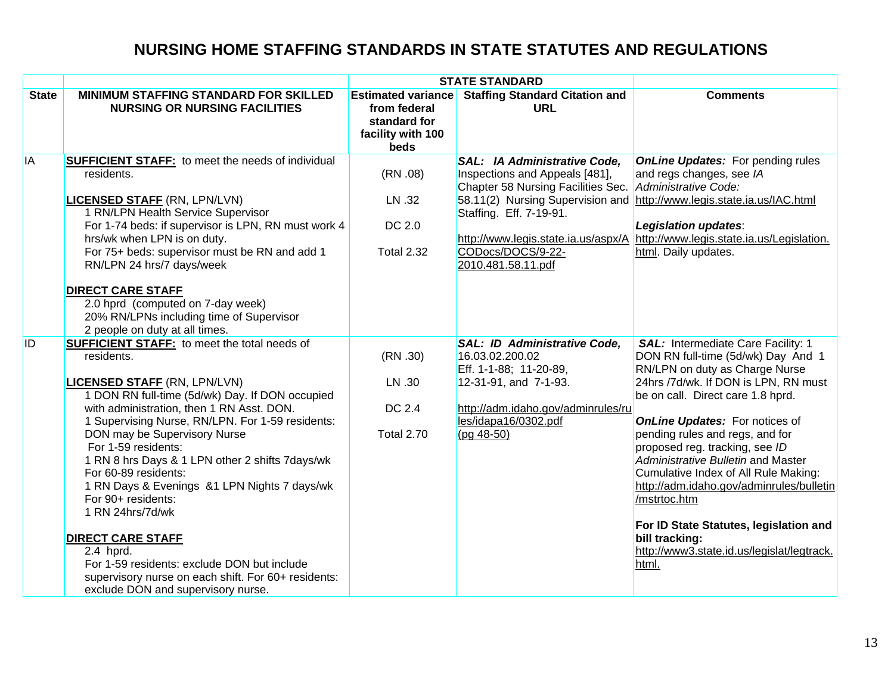# NURSING HOME STAFFING STANDARDS IN STATE STATUTES AND REGULATIONS

| | | STATE STANDARD | | |
|---|---|---|---|---|
| **State** | **MINIMUM STAFFING STANDARD FOR SKILLED NURSING OR NURSING FACILITIES** | **Estimated variance from federal standard for facility with 100 beds** | **Staffing Standard Citation and URL** | **Comments** |
| IA | **SUFFICIENT STAFF:** to meet the needs of individual residents.<br><br>**LICENSED STAFF** (RN, LPN/LVN)<br>1 RN/LPN Health Service Supervisor<br>For 1-74 beds: if supervisor is LPN, RN must work 4 hrs/wk when LPN is on duty.<br>For 75+ beds: supervisor must be RN and add 1 RN/LPN 24 hrs/7 days/week<br><br>**DIRECT CARE STAFF**<br>2.0 hprd (computed on 7-day week)<br>20% RN/LPNs including time of Supervisor<br>2 people on duty at all times. | (RN .08)<br><br>LN .32<br><br>DC 2.0<br><br>Total 2.32 | ***SAL: IA Administrative Code,*** Inspections and Appeals [481], Chapter 58 Nursing Facilities Sec. 58.11(2) Nursing Supervision and Staffing. Eff. 7-19-91.<br><br>http://www.legis.state.ia.us/aspx/ACODocs/DOCS/9-22-2010.481.58.11.pdf | ***OnLine Updates:*** For pending rules and regs changes, see *IA Administrative Code:* http://www.legis.state.ia.us/IAC.html<br><br>***Legislation updates***: http://www.legis.state.ia.us/Legislation.html. Daily updates. |
| ID | **SUFFICIENT STAFF:** to meet the total needs of residents.<br><br>**LICENSED STAFF** (RN, LPN/LVN)<br>1 DON RN full-time (5d/wk) Day. If DON occupied with administration, then 1 RN Asst. DON.<br>1 Supervising Nurse, RN/LPN. For 1-59 residents: DON may be Supervisory Nurse<br>For 1-59 residents:<br>1 RN 8 hrs Days & 1 LPN other 2 shifts 7days/wk<br>For 60-89 residents:<br>1 RN Days & Evenings &1 LPN Nights 7 days/wk<br>For 90+ residents:<br>1 RN 24hrs/7d/wk<br><br>**DIRECT CARE STAFF**<br>2.4 hprd.<br>For 1-59 residents: exclude DON but include supervisory nurse on each shift. For 60+ residents: exclude DON and supervisory nurse. | (RN .30)<br><br>LN .30<br><br>DC 2.4<br><br>Total 2.70 | ***SAL: ID Administrative Code,*** 16.03.02.200.02<br>Eff. 1-1-88; 11-20-89, 12-31-91, and 7-1-93.<br><br>http://adm.idaho.gov/adminrules/rules/idapa16/0302.pdf (pg 48-50) | ***SAL:*** Intermediate Care Facility: 1 DON RN full-time (5d/wk) Day And 1 RN/LPN on duty as Charge Nurse 24hrs /7d/wk. If DON is LPN, RN must be on call. Direct care 1.8 hprd.<br><br>***OnLine Updates:*** For notices of pending rules and regs, and for proposed reg. tracking, see *ID Administrative Bulletin* and Master Cumulative Index of All Rule Making: http://adm.idaho.gov/adminrules/bulletin/mstrtoc.htm<br><br>**For ID State Statutes, legislation and bill tracking:** http://www3.state.id.us/legislat/legtrack.html. |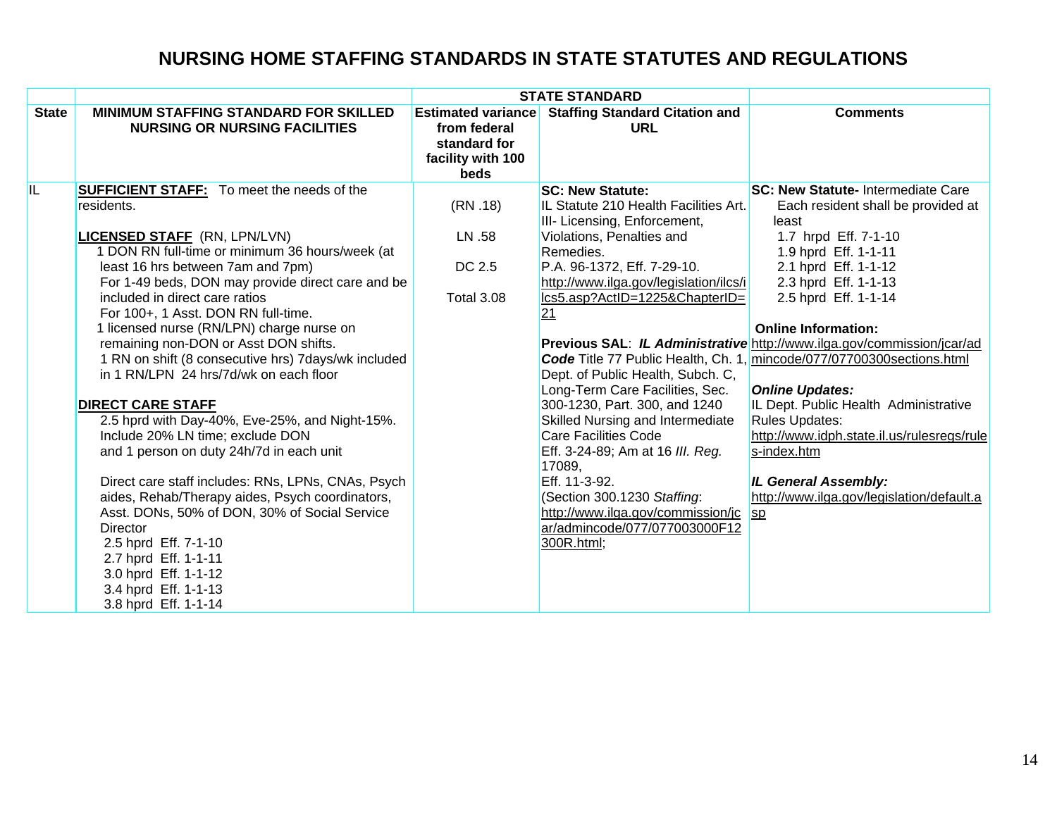# NURSING HOME STAFFING STANDARDS IN STATE STATUTES AND REGULATIONS

| | STATE STANDARD | | | |
|---|---|---|---|---|
| **State** | **MINIMUM STAFFING STANDARD FOR SKILLED NURSING OR NURSING FACILITIES** | **Estimated variance from federal standard for facility with 100 beds** | **Staffing Standard Citation and URL** | **Comments** |
| IL | **SUFFICIENT STAFF:** To meet the needs of the residents.<br><br>**LICENSED STAFF** (RN, LPN/LVN)<br>1 DON RN full-time or minimum 36 hours/week (at least 16 hrs between 7am and 7pm)<br>For 1-49 beds, DON may provide direct care and be included in direct care ratios<br>For 100+, 1 Asst. DON RN full-time.<br>1 licensed nurse (RN/LPN) charge nurse on remaining non-DON or Asst DON shifts.<br>1 RN on shift (8 consecutive hrs) 7days/wk included in 1 RN/LPN 24 hrs/7d/wk on each floor<br><br>**DIRECT CARE STAFF**<br>2.5 hprd with Day-40%, Eve-25%, and Night-15%.<br>Include 20% LN time; exclude DON<br>and 1 person on duty 24h/7d in each unit<br><br>Direct care staff includes: RNs, LPNs, CNAs, Psych aides, Rehab/Therapy aides, Psych coordinators, Asst. DONs, 50% of DON, 30% of Social Service Director<br>2.5 hprd Eff. 7-1-10<br>2.7 hprd Eff. 1-1-11<br>3.0 hprd Eff. 1-1-12<br>3.4 hprd Eff. 1-1-13<br>3.8 hprd Eff. 1-1-14 | (RN .18)<br><br>LN .58<br><br>DC 2.5<br><br>Total 3.08 | **SC: New Statute:**<br>IL Statute 210 Health Facilities Art. III- Licensing, Enforcement, Violations, Penalties and Remedies.<br>P.A. 96-1372, Eff. 7-29-10.<br>http://www.ilga.gov/legislation/ilcs/ilcs5.asp?ActID=1225&ChapterID=21<br><br>**Previous SAL**: ***IL Administrative Code*** Title 77 Public Health, Ch. 1, Dept. of Public Health, Subch. C, Long-Term Care Facilities, Sec. 300-1230, Part. 300, and 1240 Skilled Nursing and Intermediate Care Facilities Code<br>Eff. 3-24-89; Am at 16 *Ill. Reg.* 17089,<br>Eff. 11-3-92.<br>(Section 300.1230 *Staffing*: http://www.ilga.gov/commission/jcar/admincode/077/077003000F12300R.html; | **SC: New Statute-** Intermediate Care<br>Each resident shall be provided at least<br>1.7 hrpd Eff. 7-1-10<br>1.9 hprd Eff. 1-1-11<br>2.1 hprd Eff. 1-1-12<br>2.3 hprd Eff. 1-1-13<br>2.5 hprd Eff. 1-1-14<br><br>**Online Information:**<br>http://www.ilga.gov/commission/jcar/admincode/077/07700300sections.html<br><br>***Online Updates:***<br>IL Dept. Public Health Administrative Rules Updates:<br>http://www.idph.state.il.us/rulesregs/rules-index.htm<br><br>***IL General Assembly:***<br>http://www.ilga.gov/legislation/default.asp |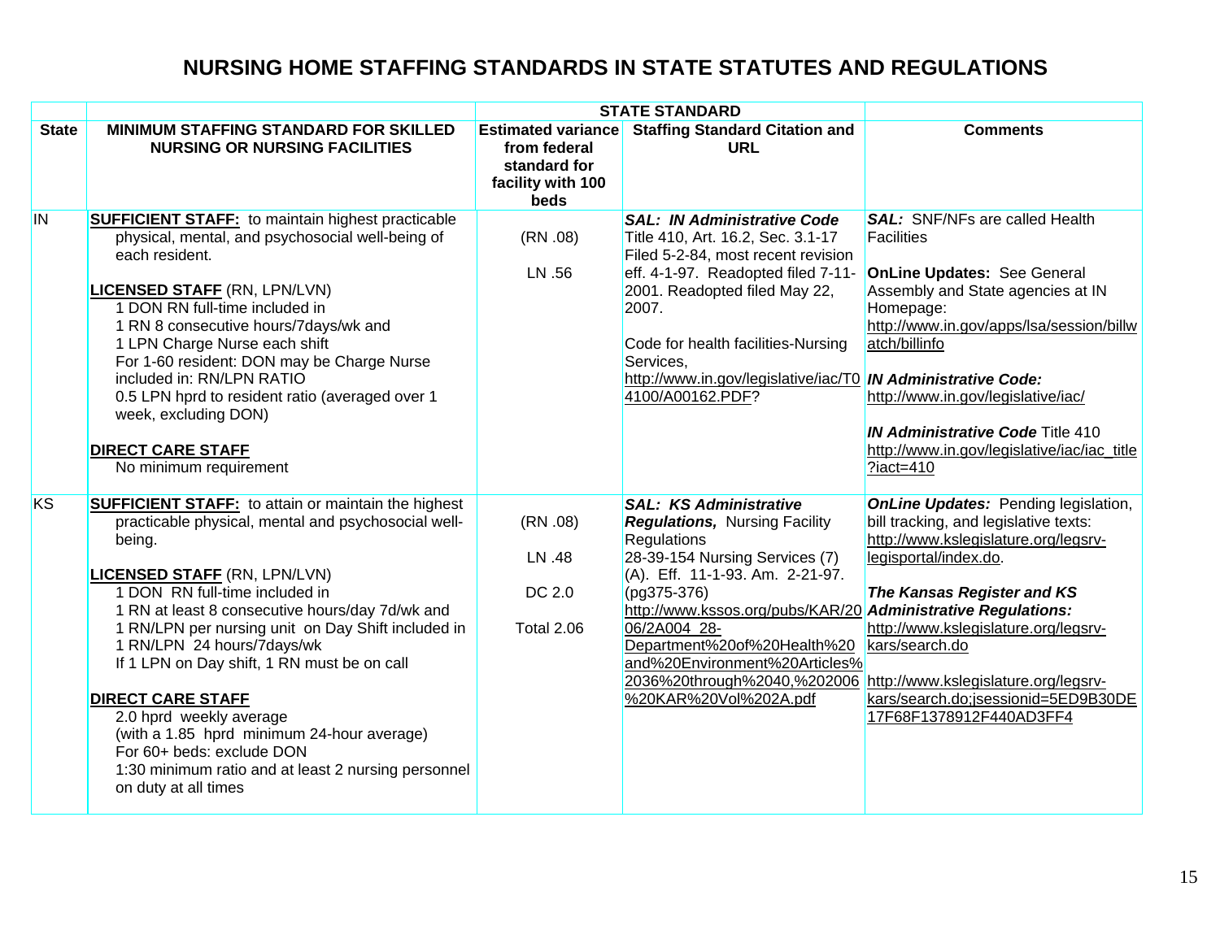# NURSING HOME STAFFING STANDARDS IN STATE STATUTES AND REGULATIONS

| | STATE STANDARD | | | |
|---|---|---|---|---|
| **State** | **MINIMUM STAFFING STANDARD FOR SKILLED NURSING OR NURSING FACILITIES** | **Estimated variance from federal standard for facility with 100 beds** | **Staffing Standard Citation and URL** | **Comments** |
| IN | **SUFFICIENT STAFF:** to maintain highest practicable physical, mental, and psychosocial well-being of each resident.<br><br>**LICENSED STAFF** (RN, LPN/LVN)<br>1 DON RN full-time included in<br>1 RN 8 consecutive hours/7days/wk and<br>1 LPN Charge Nurse each shift<br>For 1-60 resident: DON may be Charge Nurse included in: RN/LPN RATIO<br>0.5 LPN hprd to resident ratio (averaged over 1 week, excluding DON)<br><br>**DIRECT CARE STAFF**<br>No minimum requirement | (RN .08)<br><br>LN .56 | ***SAL: IN Administrative Code***<br>Title 410, Art. 16.2, Sec. 3.1-17 Filed 5-2-84, most recent revision eff. 4-1-97. Readopted filed 7-11-2001. Readopted filed May 22, 2007.<br><br>Code for health facilities-Nursing Services,<br>http://www.in.gov/legislative/iac/T04100/A00162.PDF? | ***SAL:*** SNF/NFs are called Health Facilities<br><br>**OnLine Updates:** See General Assembly and State agencies at IN Homepage:<br>http://www.in.gov/apps/lsa/session/billwatch/billinfo<br><br>***IN Administrative Code:***<br>http://www.in.gov/legislative/iac/<br><br>***IN Administrative Code*** Title 410<br>http://www.in.gov/legislative/iac/iac_title?iact=410 |
| KS | **SUFFICIENT STAFF:** to attain or maintain the highest practicable physical, mental and psychosocial well-being.<br><br>**LICENSED STAFF** (RN, LPN/LVN)<br>1 DON RN full-time included in<br>1 RN at least 8 consecutive hours/day 7d/wk and<br>1 RN/LPN per nursing unit on Day Shift included in<br>1 RN/LPN 24 hours/7days/wk<br>If 1 LPN on Day shift, 1 RN must be on call<br><br>**DIRECT CARE STAFF**<br>2.0 hprd weekly average<br>(with a 1.85 hprd minimum 24-hour average)<br>For 60+ beds: exclude DON<br>1:30 minimum ratio and at least 2 nursing personnel on duty at all times | (RN .08)<br><br>LN .48<br><br>DC 2.0<br><br>Total 2.06 | ***SAL: KS Administrative Regulations,*** Nursing Facility Regulations<br>28-39-154 Nursing Services (7) (A). Eff. 11-1-93. Am. 2-21-97. (pg375-376)<br>http://www.kssos.org/pubs/KAR/2006/2A004_28-Department%20of%20Health%20and%20Environment%20Articles%2036%20through%2040,%202006%20KAR%20Vol%202A.pdf | ***OnLine Updates:*** Pending legislation, bill tracking, and legislative texts:<br>http://www.kslegislature.org/legsrv-legisportal/index.do.<br><br>***The Kansas Register and KS Administrative Regulations:***<br>http://www.kslegislature.org/legsrv-kars/search.do<br><br>http://www.kslegislature.org/legsrv-kars/search.do;jsessionid=5ED9B30DE17F68F1378912F440AD3FF4 |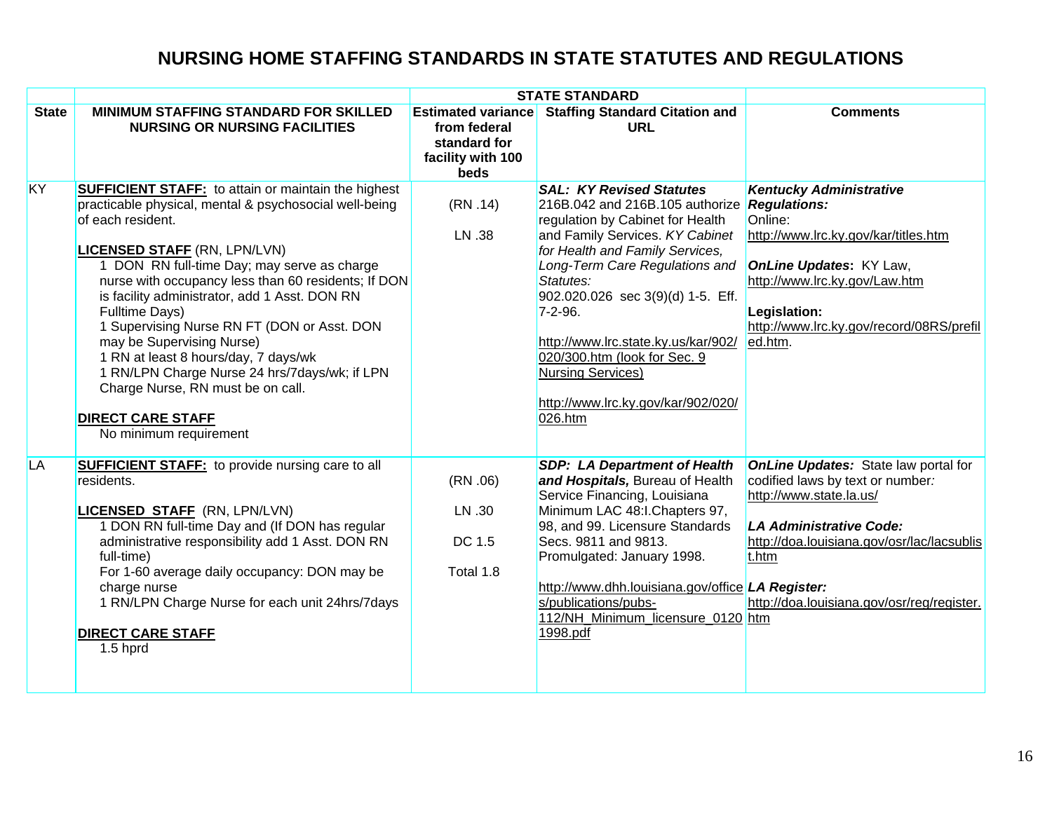# NURSING HOME STAFFING STANDARDS IN STATE STATUTES AND REGULATIONS

| | | STATE STANDARD | | |
|---|---|---|---|---|
| **State** | **MINIMUM STAFFING STANDARD FOR SKILLED NURSING OR NURSING FACILITIES** | **Estimated variance from federal standard for facility with 100 beds** | **Staffing Standard Citation and URL** | **Comments** |
| KY | **SUFFICIENT STAFF:** to attain or maintain the highest practicable physical, mental & psychosocial well-being of each resident.<br><br>**LICENSED STAFF** (RN, LPN/LVN)<br>1 DON RN full-time Day; may serve as charge nurse with occupancy less than 60 residents; If DON is facility administrator, add 1 Asst. DON RN Fulltime Days)<br>1 Supervising Nurse RN FT (DON or Asst. DON may be Supervising Nurse)<br>1 RN at least 8 hours/day, 7 days/wk<br>1 RN/LPN Charge Nurse 24 hrs/7days/wk; if LPN Charge Nurse, RN must be on call.<br><br>**DIRECT CARE STAFF**<br>No minimum requirement | (RN .14)<br><br>LN .38 | ***SAL: KY Revised Statutes*** 216B.042 and 216B.105 authorize regulation by Cabinet for Health and Family Services. *KY Cabinet for Health and Family Services, Long-Term Care Regulations and Statutes:* 902.020.026 sec 3(9)(d) 1-5. Eff. 7-2-96.<br><br>http://www.lrc.state.ky.us/kar/902/020/300.htm (look for Sec. 9 Nursing Services)<br><br>http://www.lrc.ky.gov/kar/902/020/026.htm | ***Kentucky Administrative Regulations:***<br>Online:<br>http://www.lrc.ky.gov/kar/titles.htm<br><br>***OnLine Updates*:** KY Law, http://www.lrc.ky.gov/Law.htm<br><br>**Legislation:**<br>http://www.lrc.ky.gov/record/08RS/prefiled.htm. |
| LA | **SUFFICIENT STAFF:** to provide nursing care to all residents.<br><br>**LICENSED STAFF** (RN, LPN/LVN)<br>1 DON RN full-time Day and (If DON has regular administrative responsibility add 1 Asst. DON RN full-time)<br>For 1-60 average daily occupancy: DON may be charge nurse<br>1 RN/LPN Charge Nurse for each unit 24hrs/7days<br><br>**DIRECT CARE STAFF**<br>1.5 hprd | (RN .06)<br><br>LN .30<br><br>DC 1.5<br><br>Total 1.8 | ***SDP: LA Department of Health and Hospitals,*** Bureau of Health Service Financing, Louisiana Minimum LAC 48:I.Chapters 97, 98, and 99. Licensure Standards Secs. 9811 and 9813. Promulgated: January 1998.<br><br>http://www.dhh.louisiana.gov/offices/publications/pubs-112/NH_Minimum_licensure_01201998.pdf | ***OnLine Updates:*** State law portal for codified laws by text or number*:* http://www.state.la.us/<br><br>***LA Administrative Code:***<br>http://doa.louisiana.gov/osr/lac/lacsublist.htm<br><br>***LA Register:***<br>http://doa.louisiana.gov/osr/reg/register.htm |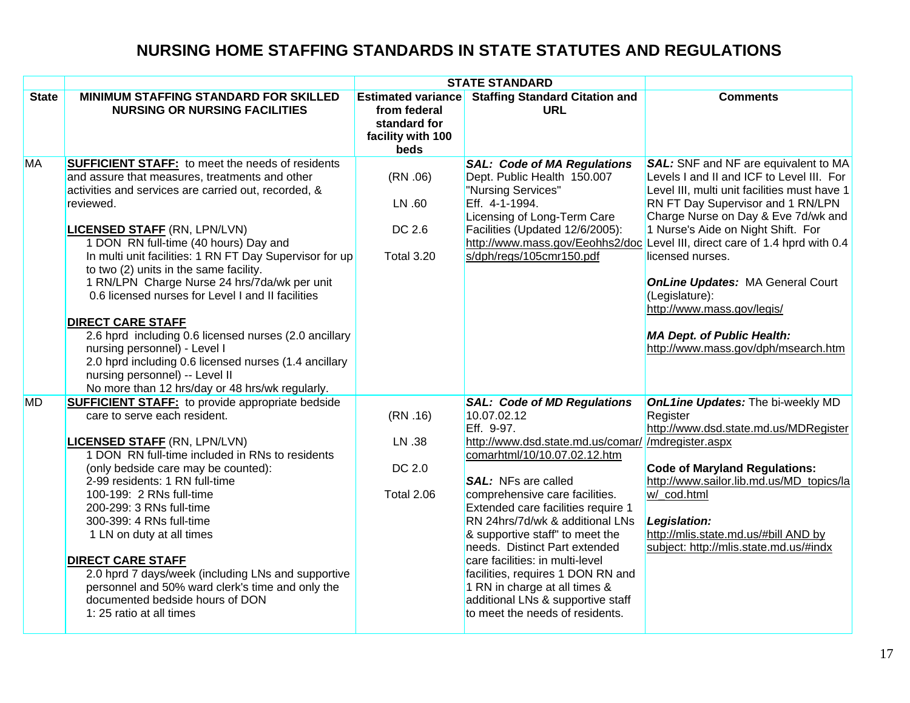# NURSING HOME STAFFING STANDARDS IN STATE STATUTES AND REGULATIONS

| | STATE STANDARD | | | |
|---|---|---|---|---|
| **State** | **MINIMUM STAFFING STANDARD FOR SKILLED NURSING OR NURSING FACILITIES** | **Estimated variance from federal standard for facility with 100 beds** | **Staffing Standard Citation and URL** | **Comments** |
| MA | **SUFFICIENT STAFF:** to meet the needs of residents and assure that measures, treatments and other activities and services are carried out, recorded, & reviewed.<br><br>**LICENSED STAFF** (RN, LPN/LVN)<br>1 DON RN full-time (40 hours) Day and<br>In multi unit facilities: 1 RN FT Day Supervisor for up to two (2) units in the same facility.<br>1 RN/LPN Charge Nurse 24 hrs/7da/wk per unit<br>0.6 licensed nurses for Level I and II facilities<br><br>**DIRECT CARE STAFF**<br>2.6 hprd including 0.6 licensed nurses (2.0 ancillary nursing personnel) - Level I<br>2.0 hprd including 0.6 licensed nurses (1.4 ancillary nursing personnel) -- Level II<br>No more than 12 hrs/day or 48 hrs/wk regularly. | (RN .06)<br><br>LN .60<br><br>DC 2.6<br><br>Total 3.20 | ***SAL: Code of MA Regulations***<br>Dept. Public Health 150.007 "Nursing Services"<br>Eff. 4-1-1994.<br>Licensing of Long-Term Care Facilities (Updated 12/6/2005): http://www.mass.gov/Eeohhs2/docs/dph/regs/105cmr150.pdf | ***SAL:*** SNF and NF are equivalent to MA Levels I and II and ICF to Level III. For Level III, multi unit facilities must have 1 RN FT Day Supervisor and 1 RN/LPN Charge Nurse on Day & Eve 7d/wk and 1 Nurse's Aide on Night Shift. For Level III, direct care of 1.4 hprd with 0.4 licensed nurses.<br><br>***OnLine Updates:*** MA General Court (Legislature): http://www.mass.gov/legis/<br><br>***MA Dept. of Public Health:*** http://www.mass.gov/dph/msearch.htm |
| MD | **SUFFICIENT STAFF:** to provide appropriate bedside care to serve each resident.<br><br>**LICENSED STAFF** (RN, LPN/LVN)<br>1 DON RN full-time included in RNs to residents (only bedside care may be counted):<br>2-99 residents: 1 RN full-time<br>100-199: 2 RNs full-time<br>200-299: 3 RNs full-time<br>300-399: 4 RNs full-time<br>1 LN on duty at all times<br><br>**DIRECT CARE STAFF**<br>2.0 hprd 7 days/week (including LNs and supportive personnel and 50% ward clerk's time and only the documented bedside hours of DON<br>1: 25 ratio at all times | (RN .16)<br><br>LN .38<br><br>DC 2.0<br><br>Total 2.06 | ***SAL: Code of MD Regulations***<br>10.07.02.12<br>Eff. 9-97.<br>http://www.dsd.state.md.us/comar/comarhtml/10/10.07.02.12.htm<br><br>***SAL:*** NFs are called comprehensive care facilities. Extended care facilities require 1 RN 24hrs/7d/wk & additional LNs & supportive staff" to meet the needs. Distinct Part extended care facilities: in multi-level facilities, requires 1 DON RN and 1 RN in charge at all times & additional LNs & supportive staff to meet the needs of residents. | ***OnL1ine Updates:*** The bi-weekly MD Register http://www.dsd.state.md.us/MDRegister/mdregister.aspx<br><br>**Code of Maryland Regulations:** http://www.sailor.lib.md.us/MD_topics/law/_cod.html<br><br>***Legislation:*** http://mlis.state.md.us/#bill AND by subject: http://mlis.state.md.us/#indx |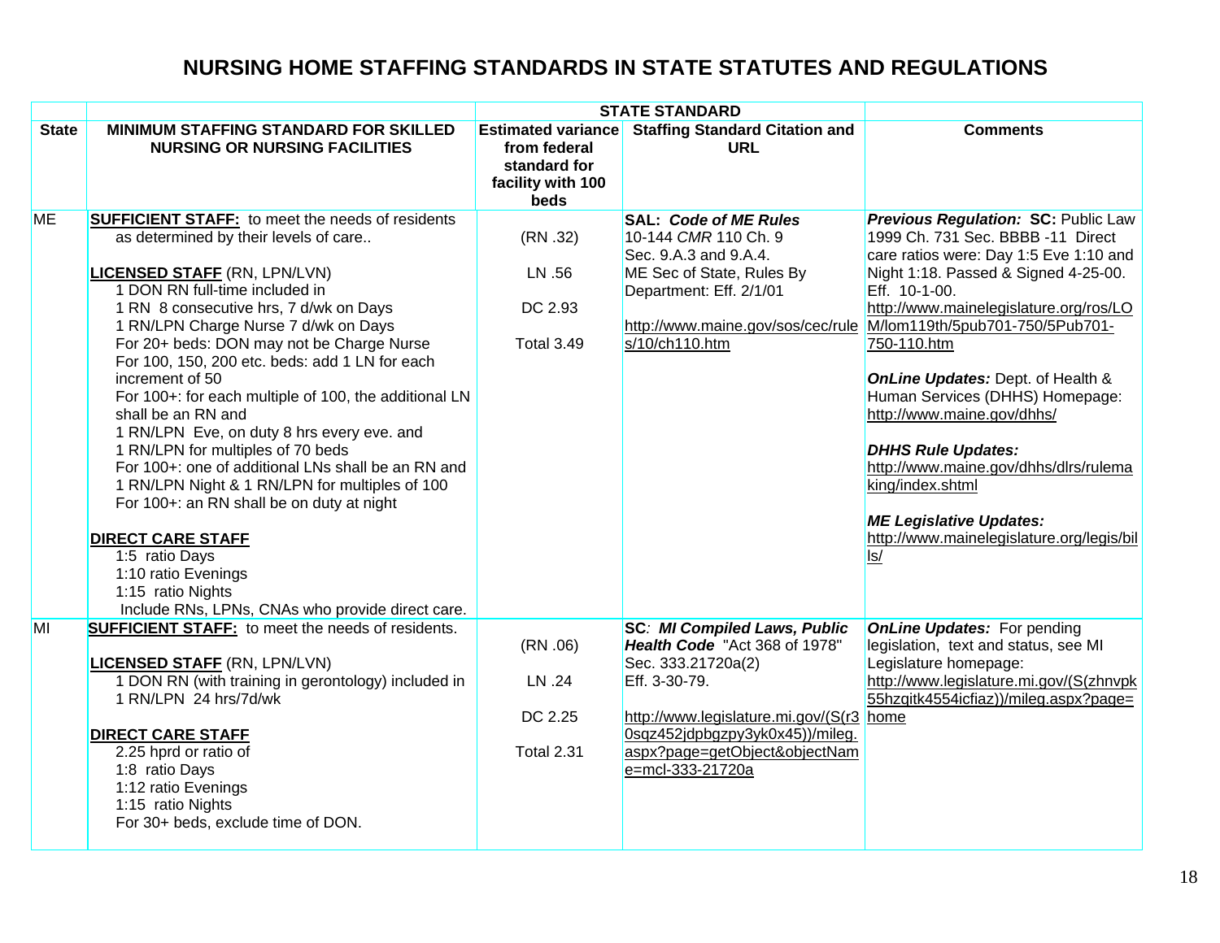# NURSING HOME STAFFING STANDARDS IN STATE STATUTES AND REGULATIONS

| | STATE STANDARD | | | |
|---|---|---|---|---|
| **State** | **MINIMUM STAFFING STANDARD FOR SKILLED NURSING OR NURSING FACILITIES** | **Estimated variance from federal standard for facility with 100 beds** | **Staffing Standard Citation and URL** | **Comments** |
| ME | **SUFFICIENT STAFF:** to meet the needs of residents as determined by their levels of care..<br><br>**LICENSED STAFF** (RN, LPN/LVN)<br>1 DON RN full-time included in<br>1 RN 8 consecutive hrs, 7 d/wk on Days<br>1 RN/LPN Charge Nurse 7 d/wk on Days<br>For 20+ beds: DON may not be Charge Nurse<br>For 100, 150, 200 etc. beds: add 1 LN for each increment of 50<br>For 100+: for each multiple of 100, the additional LN shall be an RN and<br>1 RN/LPN Eve, on duty 8 hrs every eve. and<br>1 RN/LPN for multiples of 70 beds<br>For 100+: one of additional LNs shall be an RN and<br>1 RN/LPN Night & 1 RN/LPN for multiples of 100<br>For 100+: an RN shall be on duty at night<br><br>**DIRECT CARE STAFF**<br>1:5 ratio Days<br>1:10 ratio Evenings<br>1:15 ratio Nights<br>Include RNs, LPNs, CNAs who provide direct care. | (RN .32)<br><br>LN .56<br><br>DC 2.93<br><br>Total 3.49 | **SAL:** ***Code of ME Rules***<br>10-144 *CMR* 110 Ch. 9<br>Sec. 9.A.3 and 9.A.4.<br>ME Sec of State, Rules By Department: Eff. 2/1/01<br><br>http://www.maine.gov/sos/cec/rules/10/ch110.htm | ***Previous Regulation:*** **SC:** Public Law 1999 Ch. 731 Sec. BBBB -11 Direct care ratios were: Day 1:5 Eve 1:10 and Night 1:18. Passed & Signed 4-25-00. Eff. 10-1-00.<br>http://www.mainelegislature.org/ros/LOM/lom119th/5pub701-750/5Pub701-750-110.htm<br><br>***OnLine Updates:*** Dept. of Health & Human Services (DHHS) Homepage: http://www.maine.gov/dhhs/<br><br>***DHHS Rule Updates:***<br>http://www.maine.gov/dhhs/dlrs/rulemaking/index.shtml<br><br>***ME Legislative Updates:***<br>http://www.mainelegislature.org/legis/bills/ |
| MI | **SUFFICIENT STAFF:** to meet the needs of residents.<br><br>**LICENSED STAFF** (RN, LPN/LVN)<br>1 DON RN (with training in gerontology) included in<br>1 RN/LPN 24 hrs/7d/wk<br><br>**DIRECT CARE STAFF**<br>2.25 hprd or ratio of<br>1:8 ratio Days<br>1:12 ratio Evenings<br>1:15 ratio Nights<br>For 30+ beds, exclude time of DON. | (RN .06)<br><br>LN .24<br><br>DC 2.25<br><br>Total 2.31 | **SC**: ***MI Compiled Laws, Public Health Code*** "Act 368 of 1978" Sec. 333.21720a(2)<br>Eff. 3-30-79.<br><br>http://www.legislature.mi.gov/(S(r30sqz452jdpbgzpy3yk0x45))/mileg.aspx?page=getObject&objectName=mcl-333-21720a | ***OnLine Updates:*** For pending legislation, text and status, see MI Legislature homepage:<br>http://www.legislature.mi.gov/(S(zhnvpk55hzgitk4554icfiaz))/mileg.aspx?page=home |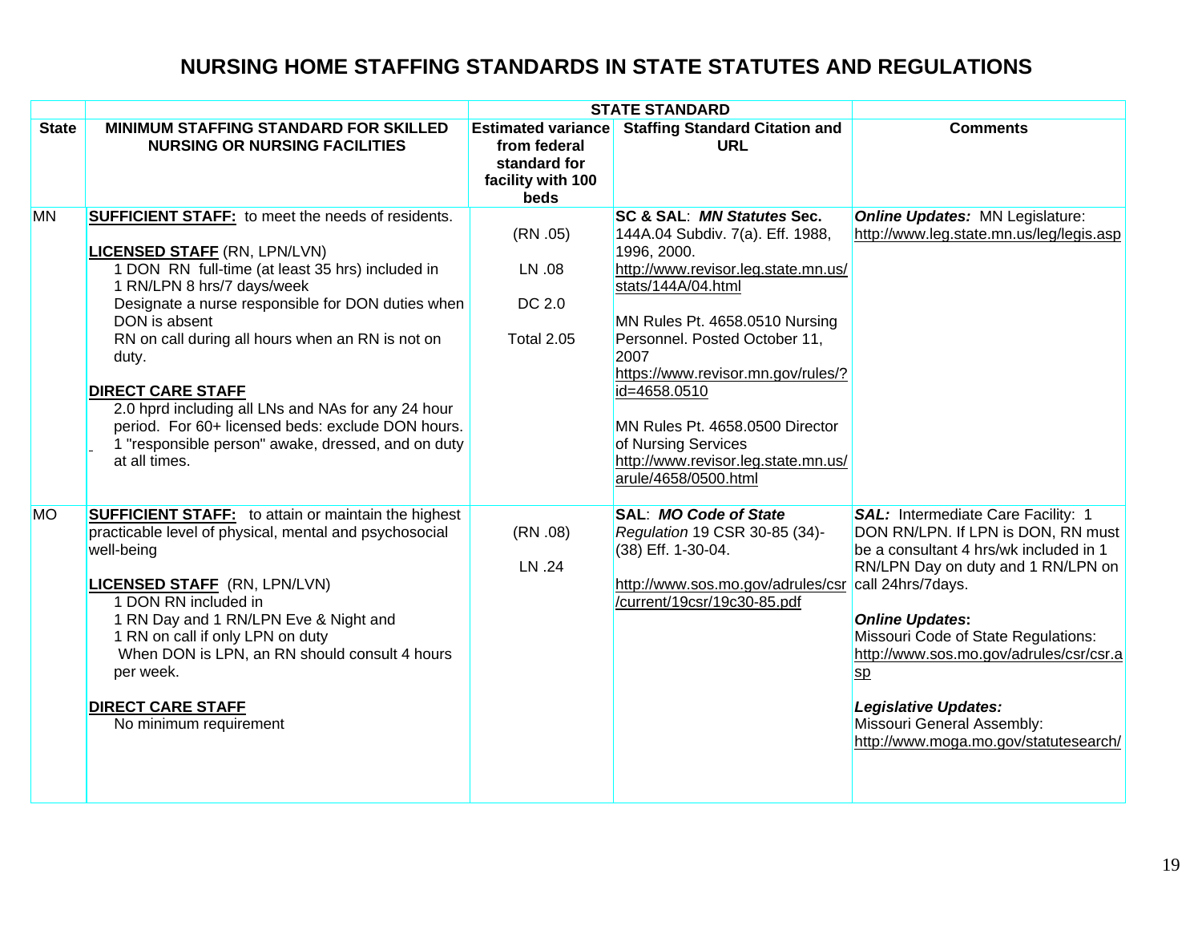# NURSING HOME STAFFING STANDARDS IN STATE STATUTES AND REGULATIONS

| | | STATE STANDARD | | |
|---|---|---|---|---|
| **State** | **MINIMUM STAFFING STANDARD FOR SKILLED NURSING OR NURSING FACILITIES** | **Estimated variance from federal standard for facility with 100 beds** | **Staffing Standard Citation and URL** | **Comments** |
| MN | **SUFFICIENT STAFF:** to meet the needs of residents.<br><br>**LICENSED STAFF** (RN, LPN/LVN)<br>1 DON RN full-time (at least 35 hrs) included in<br>1 RN/LPN 8 hrs/7 days/week<br>Designate a nurse responsible for DON duties when DON is absent<br>RN on call during all hours when an RN is not on duty.<br><br>**DIRECT CARE STAFF**<br>2.0 hprd including all LNs and NAs for any 24 hour period. For 60+ licensed beds: exclude DON hours.<br>1 "responsible person" awake, dressed, and on duty at all times. | (RN .05)<br><br>LN .08<br><br>DC 2.0<br><br>Total 2.05 | **SC & SAL**: ***MN Statutes*** **Sec.** 144A.04 Subdiv. 7(a). Eff. 1988, 1996, 2000.<br>http://www.revisor.leg.state.mn.us/stats/144A/04.html<br><br>MN Rules Pt. 4658.0510 Nursing Personnel. Posted October 11, 2007<br>https://www.revisor.mn.gov/rules/?id=4658.0510<br><br>MN Rules Pt. 4658.0500 Director of Nursing Services<br>http://www.revisor.leg.state.mn.us/arule/4658/0500.html | ***Online Updates:*** MN Legislature:<br>http://www.leg.state.mn.us/leg/legis.asp |
| MO | **SUFFICIENT STAFF:** to attain or maintain the highest practicable level of physical, mental and psychosocial well-being<br><br>**LICENSED STAFF** (RN, LPN/LVN)<br>1 DON RN included in<br>1 RN Day and 1 RN/LPN Eve & Night and<br>1 RN on call if only LPN on duty<br>When DON is LPN, an RN should consult 4 hours per week.<br><br>**DIRECT CARE STAFF**<br>No minimum requirement | (RN .08)<br><br>LN .24 | **SAL**: ***MO Code of State*** *Regulation* 19 CSR 30-85 (34)-(38) Eff. 1-30-04.<br><br>http://www.sos.mo.gov/adrules/csr/current/19csr/19c30-85.pdf | ***SAL:*** Intermediate Care Facility: 1 DON RN/LPN. If LPN is DON, RN must be a consultant 4 hrs/wk included in 1 RN/LPN Day on duty and 1 RN/LPN on call 24hrs/7days.<br><br>***Online Updates*:**<br>Missouri Code of State Regulations:<br>http://www.sos.mo.gov/adrules/csr/csr.asp<br><br>***Legislative Updates:***<br>Missouri General Assembly:<br>http://www.moga.mo.gov/statutesearch/ |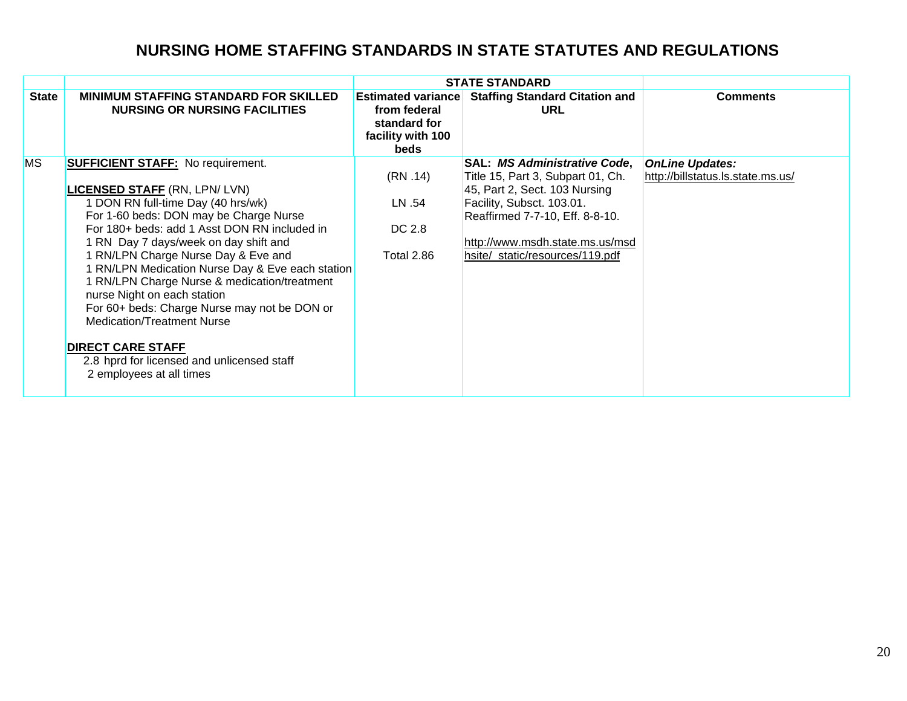# NURSING HOME STAFFING STANDARDS IN STATE STATUTES AND REGULATIONS

| State | MINIMUM STAFFING STANDARD FOR SKILLED NURSING OR NURSING FACILITIES | STATE STANDARD<br>Estimated variance from federal standard for facility with 100 beds | Staffing Standard Citation and URL | Comments |
|---|---|---|---|---|
| MS | **SUFFICIENT STAFF:** No requirement.<br><br>**LICENSED STAFF** (RN, LPN/ LVN)<br>1 DON RN full-time Day (40 hrs/wk)<br>For 1-60 beds: DON may be Charge Nurse<br>For 180+ beds: add 1 Asst DON RN included in<br>1 RN Day 7 days/week on day shift and<br>1 RN/LPN Charge Nurse Day & Eve and<br>1 RN/LPN Medication Nurse Day & Eve each station<br>1 RN/LPN Charge Nurse & medication/treatment nurse Night on each station<br>For 60+ beds: Charge Nurse may not be DON or Medication/Treatment Nurse<br><br>**DIRECT CARE STAFF**<br>2.8 hprd for licensed and unlicensed staff<br>2 employees at all times | (RN .14)<br><br>LN .54<br><br>DC 2.8<br><br>Total 2.86 | **SAL:** ***MS Administrative Code***, Title 15, Part 3, Subpart 01, Ch. 45, Part 2, Sect. 103 Nursing Facility, Subsct. 103.01. Reaffirmed 7-7-10, Eff. 8-8-10.<br><br>http://www.msdh.state.ms.us/msdhsite/_static/resources/119.pdf | ***OnLine Updates:***<br>http://billstatus.ls.state.ms.us/ |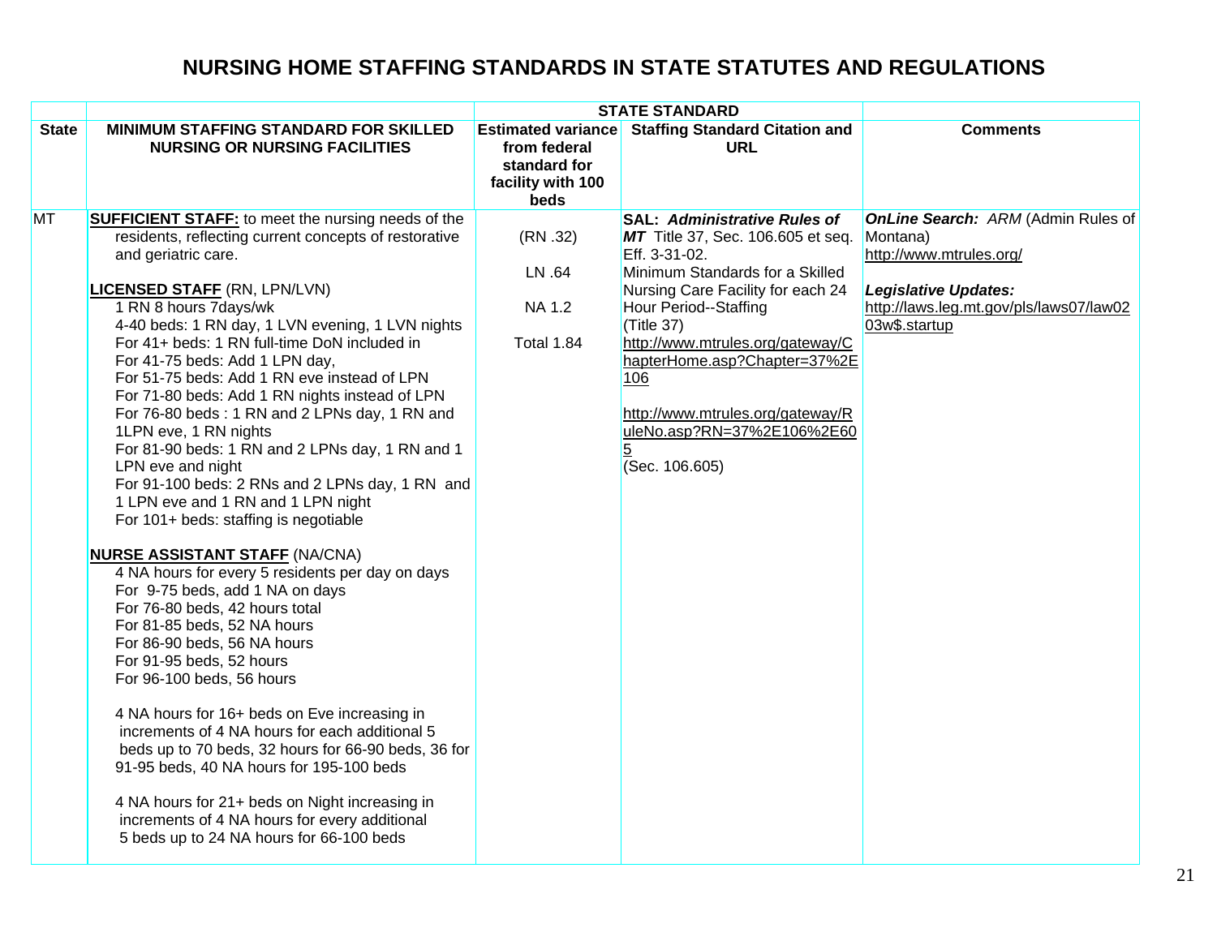# NURSING HOME STAFFING STANDARDS IN STATE STATUTES AND REGULATIONS

| | | STATE STANDARD | | |
|---|---|---|---|---|
| **State** | **MINIMUM STAFFING STANDARD FOR SKILLED NURSING OR NURSING FACILITIES** | **Estimated variance from federal standard for facility with 100 beds** | **Staffing Standard Citation and URL** | **Comments** |
| MT | **SUFFICIENT STAFF:** to meet the nursing needs of the residents, reflecting current concepts of restorative and geriatric care.<br><br>**LICENSED STAFF** (RN, LPN/LVN)<br>1 RN 8 hours 7days/wk<br>4-40 beds: 1 RN day, 1 LVN evening, 1 LVN nights<br>For 41+ beds: 1 RN full-time DoN included in<br>For 41-75 beds: Add 1 LPN day,<br>For 51-75 beds: Add 1 RN eve instead of LPN<br>For 71-80 beds: Add 1 RN nights instead of LPN<br>For 76-80 beds : 1 RN and 2 LPNs day, 1 RN and 1LPN eve, 1 RN nights<br>For 81-90 beds: 1 RN and 2 LPNs day, 1 RN and 1 LPN eve and night<br>For 91-100 beds: 2 RNs and 2 LPNs day, 1 RN and 1 LPN eve and 1 RN and 1 LPN night<br>For 101+ beds: staffing is negotiable<br><br>**NURSE ASSISTANT STAFF** (NA/CNA)<br>4 NA hours for every 5 residents per day on days<br>For 9-75 beds, add 1 NA on days<br>For 76-80 beds, 42 hours total<br>For 81-85 beds, 52 NA hours<br>For 86-90 beds, 56 NA hours<br>For 91-95 beds, 52 hours<br>For 96-100 beds, 56 hours<br><br>4 NA hours for 16+ beds on Eve increasing in increments of 4 NA hours for each additional 5 beds up to 70 beds, 32 hours for 66-90 beds, 36 for 91-95 beds, 40 NA hours for 195-100 beds<br><br>4 NA hours for 21+ beds on Night increasing in increments of 4 NA hours for every additional 5 beds up to 24 NA hours for 66-100 beds | (RN .32)<br><br>LN .64<br><br>NA 1.2<br><br>Total 1.84 | **SAL:** ***Administrative Rules of MT*** Title 37, Sec. 106.605 et seq. Eff. 3-31-02.<br>Minimum Standards for a Skilled Nursing Care Facility for each 24 Hour Period--Staffing (Title 37)<br>http://www.mtrules.org/gateway/ChapterHome.asp?Chapter=37%2E106<br><br>http://www.mtrules.org/gateway/RuleNo.asp?RN=37%2E106%2E605<br>(Sec. 106.605) | ***OnLine Search:*** *ARM* (Admin Rules of Montana)<br>http://www.mtrules.org/<br><br>***Legislative Updates:***<br>http://laws.leg.mt.gov/pls/laws07/law0203w$.startup |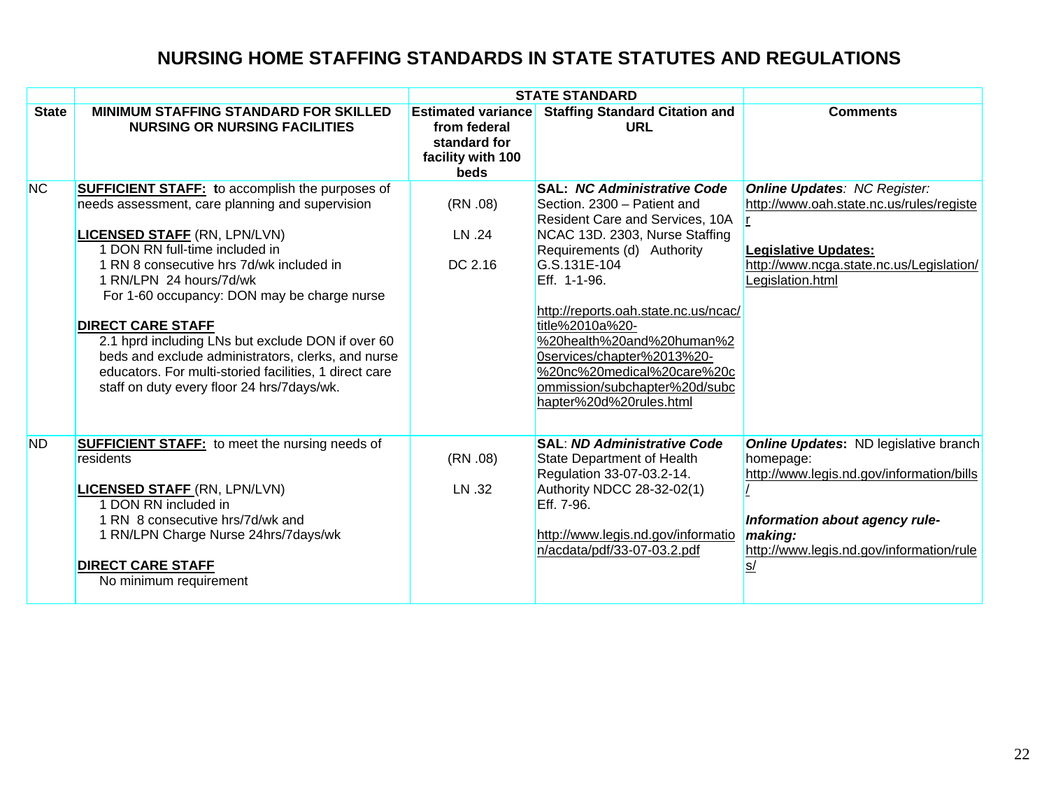# NURSING HOME STAFFING STANDARDS IN STATE STATUTES AND REGULATIONS

| | STATE STANDARD | | | |
|---|---|---|---|---|
| **State** | **MINIMUM STAFFING STANDARD FOR SKILLED NURSING OR NURSING FACILITIES** | **Estimated variance from federal standard for facility with 100 beds** | **Staffing Standard Citation and URL** | **Comments** |
| NC | **SUFFICIENT STAFF:** **t**o accomplish the purposes of needs assessment, care planning and supervision<br><br>**LICENSED STAFF** (RN, LPN/LVN)<br>1 DON RN full-time included in<br>1 RN 8 consecutive hrs 7d/wk included in<br>1 RN/LPN 24 hours/7d/wk<br>For 1-60 occupancy: DON may be charge nurse<br><br>**DIRECT CARE STAFF**<br>2.1 hprd including LNs but exclude DON if over 60 beds and exclude administrators, clerks, and nurse educators. For multi-storied facilities, 1 direct care staff on duty every floor 24 hrs/7days/wk. | (RN .08)<br><br>LN .24<br><br>DC 2.16 | **SAL:** ***NC Administrative Code*** Section. 2300 – Patient and Resident Care and Services, 10A NCAC 13D. 2303, Nurse Staffing Requirements (d) Authority G.S.131E-104<br>Eff. 1-1-96.<br><br>http://reports.oah.state.nc.us/ncac/title%2010a%20-%20health%20and%20human%20services/chapter%2013%20-%20nc%20medical%20care%20commission/subchapter%20d/subchapter%20d%20rules.html | ***Online Updates**: NC Register:*<br>http://www.oah.state.nc.us/rules/register<br><br>**Legislative Updates:**<br>http://www.ncga.state.nc.us/Legislation/Legislation.html |
| ND | **SUFFICIENT STAFF:** to meet the nursing needs of residents<br><br>**LICENSED STAFF** (RN, LPN/LVN)<br>1 DON RN included in<br>1 RN 8 consecutive hrs/7d/wk and<br>1 RN/LPN Charge Nurse 24hrs/7days/wk<br><br>**DIRECT CARE STAFF**<br>No minimum requirement | (RN .08)<br><br>LN .32 | **SAL**: ***ND Administrative Code*** State Department of Health Regulation 33-07-03.2-14. Authority NDCC 28-32-02(1)<br>Eff. 7-96.<br><br>http://www.legis.nd.gov/information/acdata/pdf/33-07-03.2.pdf | ***Online Updates*****:** ND legislative branch homepage:<br>http://www.legis.nd.gov/information/bills/<br><br>***Information about agency rule-making:***<br>http://www.legis.nd.gov/information/rules/ |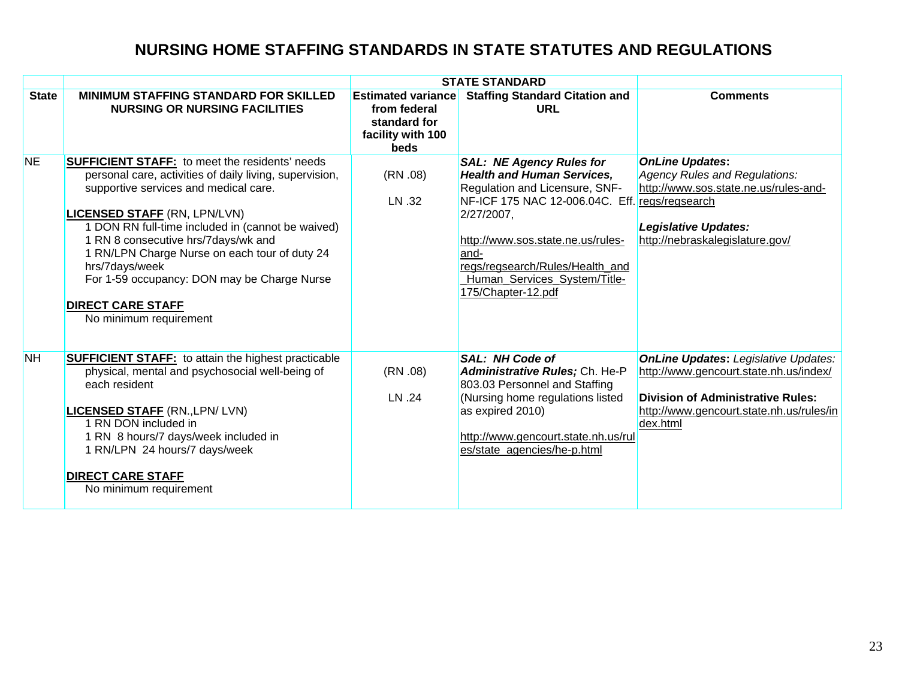# NURSING HOME STAFFING STANDARDS IN STATE STATUTES AND REGULATIONS

| | | STATE STANDARD | | |
|---|---|---|---|---|
| **State** | **MINIMUM STAFFING STANDARD FOR SKILLED NURSING OR NURSING FACILITIES** | **Estimated variance from federal standard for facility with 100 beds** | **Staffing Standard Citation and URL** | **Comments** |
| NE | **SUFFICIENT STAFF:** to meet the residents' needs personal care, activities of daily living, supervision, supportive services and medical care.<br><br>**LICENSED STAFF** (RN, LPN/LVN)<br>1 DON RN full-time included in (cannot be waived)<br>1 RN 8 consecutive hrs/7days/wk and<br>1 RN/LPN Charge Nurse on each tour of duty 24 hrs/7days/week<br>For 1-59 occupancy: DON may be Charge Nurse<br><br>**DIRECT CARE STAFF**<br>No minimum requirement | (RN .08)<br><br>LN .32 | ***SAL: NE Agency Rules for Health and Human Services,*** Regulation and Licensure, SNF-NF-ICF 175 NAC 12-006.04C. Eff. 2/27/2007,<br><br>http://www.sos.state.ne.us/rules-and-regs/regsearch/Rules/Health_and_Human_Services_System/Title-175/Chapter-12.pdf | ***OnLine Updates*:**<br>*Agency Rules and Regulations:* http://www.sos.state.ne.us/rules-and-regs/regsearch<br><br>***Legislative Updates:***<br>http://nebraskalegislature.gov/ |
| NH | **SUFFICIENT STAFF:** to attain the highest practicable physical, mental and psychosocial well-being of each resident<br><br>**LICENSED STAFF** (RN.,LPN/ LVN)<br>1 RN DON included in<br>1 RN 8 hours/7 days/week included in<br>1 RN/LPN 24 hours/7 days/week<br><br>**DIRECT CARE STAFF**<br>No minimum requirement | (RN .08)<br><br>LN .24 | ***SAL: NH Code of Administrative Rules;*** Ch. He-P 803.03 Personnel and Staffing (Nursing home regulations listed as expired 2010)<br><br>http://www.gencourt.state.nh.us/rules/state_agencies/he-p.html | ***OnLine Updates*:** *Legislative Updates:* http://www.gencourt.state.nh.us/index/<br><br>**Division of Administrative Rules:** http://www.gencourt.state.nh.us/rules/index.html |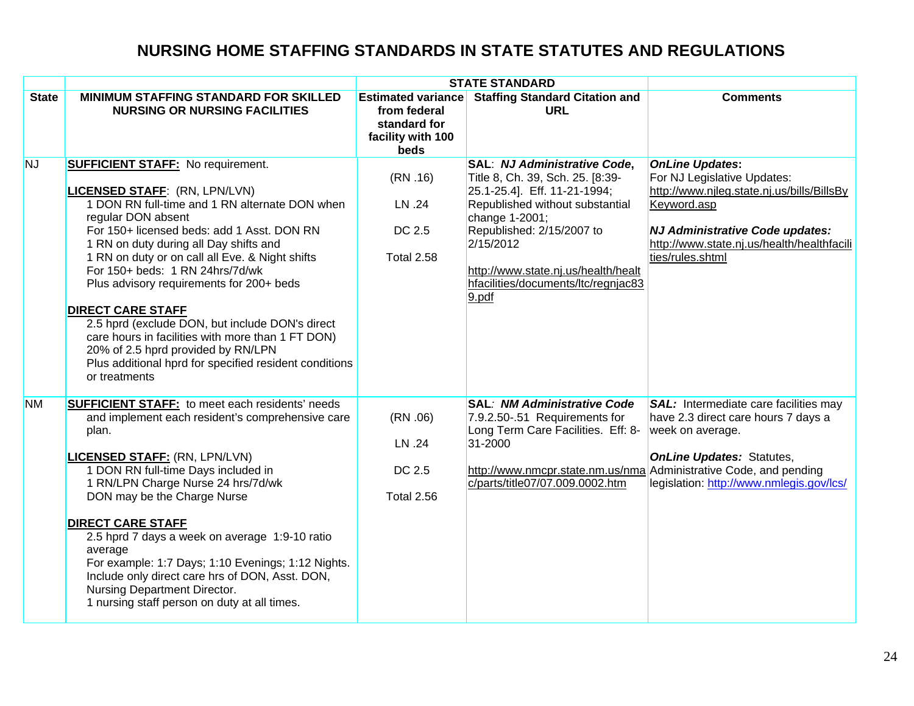# NURSING HOME STAFFING STANDARDS IN STATE STATUTES AND REGULATIONS

| | STATE STANDARD | | | |
|---|---|---|---|---|
| **State** | **MINIMUM STAFFING STANDARD FOR SKILLED NURSING OR NURSING FACILITIES** | **Estimated variance from federal standard for facility with 100 beds** | **Staffing Standard Citation and URL** | **Comments** |
| NJ | **SUFFICIENT STAFF:** No requirement.<br><br>**LICENSED STAFF**: (RN, LPN/LVN)<br>1 DON RN full-time and 1 RN alternate DON when regular DON absent<br>For 150+ licensed beds: add 1 Asst. DON RN<br>1 RN on duty during all Day shifts and<br>1 RN on duty or on call all Eve. & Night shifts<br>For 150+ beds: 1 RN 24hrs/7d/wk<br>Plus advisory requirements for 200+ beds<br><br>**DIRECT CARE STAFF**<br>2.5 hprd (exclude DON, but include DON's direct care hours in facilities with more than 1 FT DON)<br>20% of 2.5 hprd provided by RN/LPN<br>Plus additional hprd for specified resident conditions or treatments | (RN .16)<br><br>LN .24<br><br>DC 2.5<br><br>Total 2.58 | **SAL**: ***NJ Administrative Code***, Title 8, Ch. 39, Sch. 25. [8:39-25.1-25.4]. Eff. 11-21-1994; Republished without substantial change 1-2001;<br>Republished: 2/15/2007 to 2/15/2012<br><br>http://www.state.nj.us/health/healthfacilities/documents/ltc/regnjac839.pdf | ***OnLine Updates***:<br>For NJ Legislative Updates: http://www.njleg.state.nj.us/bills/BillsByKeyword.asp<br><br>***NJ Administrative Code updates:*** http://www.state.nj.us/health/healthfacilities/rules.shtml |
| NM | **SUFFICIENT STAFF:** to meet each residents' needs and implement each resident's comprehensive care plan.<br><br>**LICENSED STAFF:** (RN, LPN/LVN)<br>1 DON RN full-time Days included in<br>1 RN/LPN Charge Nurse 24 hrs/7d/wk<br>DON may be the Charge Nurse<br><br>**DIRECT CARE STAFF**<br>2.5 hprd 7 days a week on average 1:9-10 ratio average<br>For example: 1:7 Days; 1:10 Evenings; 1:12 Nights.<br>Include only direct care hrs of DON, Asst. DON, Nursing Department Director.<br>1 nursing staff person on duty at all times. | (RN .06)<br><br>LN .24<br><br>DC 2.5<br><br>Total 2.56 | **SAL**: ***NM Administrative Code*** 7.9.2.50-.51 Requirements for Long Term Care Facilities. Eff: 8-31-2000<br><br>http://www.nmcpr.state.nm.us/nmac/parts/title07/07.009.0002.htm | ***SAL:*** Intermediate care facilities may have 2.3 direct care hours 7 days a week on average.<br><br>***OnLine Updates:*** Statutes, Administrative Code, and pending legislation: http://www.nmlegis.gov/lcs/ |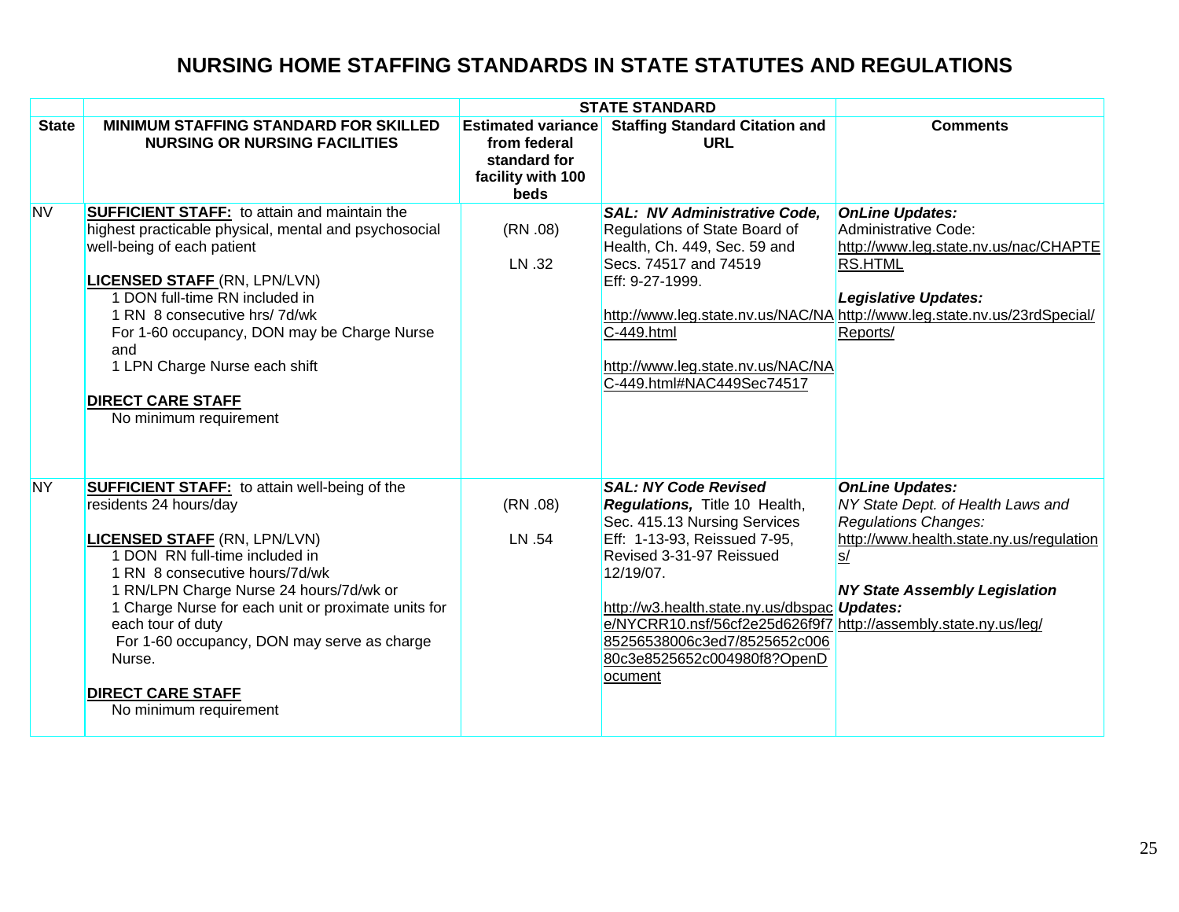# NURSING HOME STAFFING STANDARDS IN STATE STATUTES AND REGULATIONS

| | | STATE STANDARD | | |
|---|---|---|---|---|
| **State** | **MINIMUM STAFFING STANDARD FOR SKILLED NURSING OR NURSING FACILITIES** | **Estimated variance from federal standard for facility with 100 beds** | **Staffing Standard Citation and URL** | **Comments** |
| NV | **SUFFICIENT STAFF:** to attain and maintain the highest practicable physical, mental and psychosocial well-being of each patient<br><br>**LICENSED STAFF** (RN, LPN/LVN)<br>1 DON full-time RN included in<br>1 RN 8 consecutive hrs/ 7d/wk<br>For 1-60 occupancy, DON may be Charge Nurse and<br>1 LPN Charge Nurse each shift<br><br>**DIRECT CARE STAFF**<br>No minimum requirement | (RN .08)<br><br>LN .32 | ***SAL: NV Administrative Code,*** Regulations of State Board of Health, Ch. 449, Sec. 59 and Secs. 74517 and 74519<br>Eff: 9-27-1999.<br><br>http://www.leg.state.nv.us/NAC/NAC-449.html<br><br>http://www.leg.state.nv.us/NAC/NAC-449.html#NAC449Sec74517 | ***OnLine Updates:***<br>Administrative Code:<br>http://www.leg.state.nv.us/nac/CHAPTERS.HTML<br><br>***Legislative Updates:***<br>http://www.leg.state.nv.us/23rdSpecial/Reports/ |
| NY | **SUFFICIENT STAFF:** to attain well-being of the residents 24 hours/day<br><br>**LICENSED STAFF** (RN, LPN/LVN)<br>1 DON RN full-time included in<br>1 RN 8 consecutive hours/7d/wk<br>1 RN/LPN Charge Nurse 24 hours/7d/wk or<br>1 Charge Nurse for each unit or proximate units for each tour of duty<br>For 1-60 occupancy, DON may serve as charge Nurse.<br><br>**DIRECT CARE STAFF**<br>No minimum requirement | (RN .08)<br><br>LN .54 | ***SAL: NY Code Revised Regulations,*** Title 10 Health, Sec. 415.13 Nursing Services<br>Eff: 1-13-93, Reissued 7-95, Revised 3-31-97 Reissued 12/19/07.<br><br>http://w3.health.state.ny.us/dbspace/NYCRR10.nsf/56cf2e25d626f9f785256538006c3ed7/8525652c00680c3e8525652c004980f8?OpenDocument | ***OnLine Updates:***<br>*NY State Dept. of Health Laws and Regulations Changes:*<br>http://www.health.state.ny.us/regulations/<br><br>***NY State Assembly Legislation Updates:***<br>http://assembly.state.ny.us/leg/ |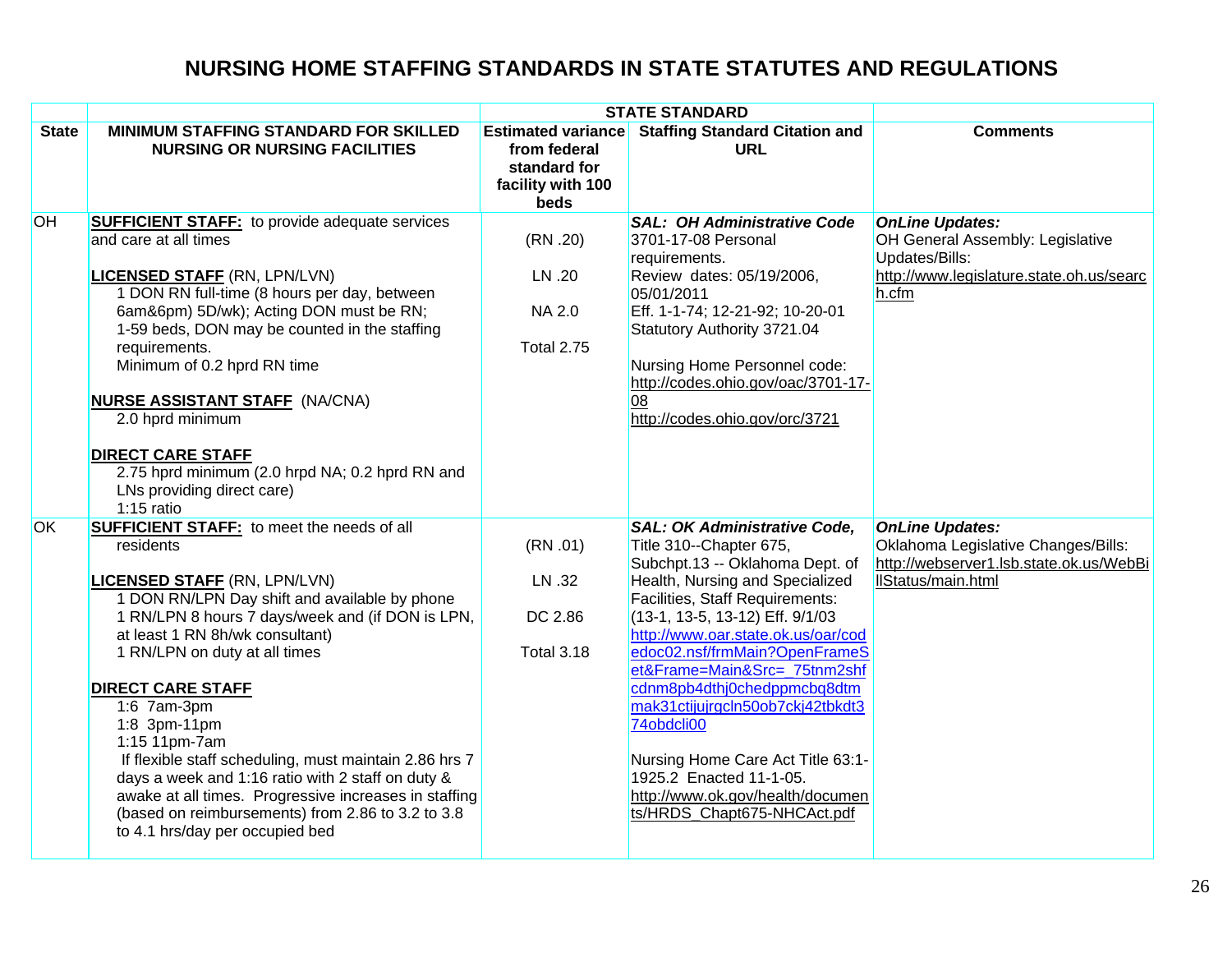# NURSING HOME STAFFING STANDARDS IN STATE STATUTES AND REGULATIONS

| | STATE STANDARD | | | |
|---|---|---|---|---|
| **State** | **MINIMUM STAFFING STANDARD FOR SKILLED NURSING OR NURSING FACILITIES** | **Estimated variance from federal standard for facility with 100 beds** | **Staffing Standard Citation and URL** | **Comments** |
| OH | **SUFFICIENT STAFF:** to provide adequate services and care at all times<br><br>**LICENSED STAFF** (RN, LPN/LVN)<br>1 DON RN full-time (8 hours per day, between 6am&6pm) 5D/wk); Acting DON must be RN; 1-59 beds, DON may be counted in the staffing requirements.<br>Minimum of 0.2 hprd RN time<br><br>**NURSE ASSISTANT STAFF** (NA/CNA)<br>2.0 hprd minimum<br><br>**DIRECT CARE STAFF**<br>2.75 hprd minimum (2.0 hrpd NA; 0.2 hprd RN and LNs providing direct care)<br>1:15 ratio | (RN .20)<br><br>LN .20<br><br>NA 2.0<br><br>Total 2.75 | ***SAL: OH Administrative Code***<br>3701-17-08 Personal requirements.<br>Review dates: 05/19/2006, 05/01/2011<br>Eff. 1-1-74; 12-21-92; 10-20-01<br>Statutory Authority 3721.04<br><br>Nursing Home Personnel code: http://codes.ohio.gov/oac/3701-17-08<br>http://codes.ohio.gov/orc/3721 | ***OnLine Updates:***<br>OH General Assembly: Legislative Updates/Bills:<br>http://www.legislature.state.oh.us/search.cfm |
| OK | **SUFFICIENT STAFF:** to meet the needs of all residents<br><br>**LICENSED STAFF** (RN, LPN/LVN)<br>1 DON RN/LPN Day shift and available by phone<br>1 RN/LPN 8 hours 7 days/week and (if DON is LPN, at least 1 RN 8h/wk consultant)<br>1 RN/LPN on duty at all times<br><br>**DIRECT CARE STAFF**<br>1:6 7am-3pm<br>1:8 3pm-11pm<br>1:15 11pm-7am<br>If flexible staff scheduling, must maintain 2.86 hrs 7 days a week and 1:16 ratio with 2 staff on duty & awake at all times. Progressive increases in staffing (based on reimbursements) from 2.86 to 3.2 to 3.8 to 4.1 hrs/day per occupied bed | (RN .01)<br><br>LN .32<br><br>DC 2.86<br><br>Total 3.18 | ***SAL: OK Administrative Code,***<br>Title 310--Chapter 675, Subchpt.13 -- Oklahoma Dept. of Health, Nursing and Specialized Facilities, Staff Requirements: (13-1, 13-5, 13-12) Eff. 9/1/03<br>http://www.oar.state.ok.us/oar/codedoc02.nsf/frmMain?OpenFrameSet&Frame=Main&Src=_75tnm2shfcdnm8pb4dthj0chedppmcbq8dtmmak31ctijujrgcln50ob7ckj42tbkdt374obdcli00<br><br>Nursing Home Care Act Title 63:1-1925.2 Enacted 11-1-05.<br>http://www.ok.gov/health/documents/HRDS_Chapt675-NHCAct.pdf | ***OnLine Updates:***<br>Oklahoma Legislative Changes/Bills:<br>http://webserver1.lsb.state.ok.us/WebBillStatus/main.html |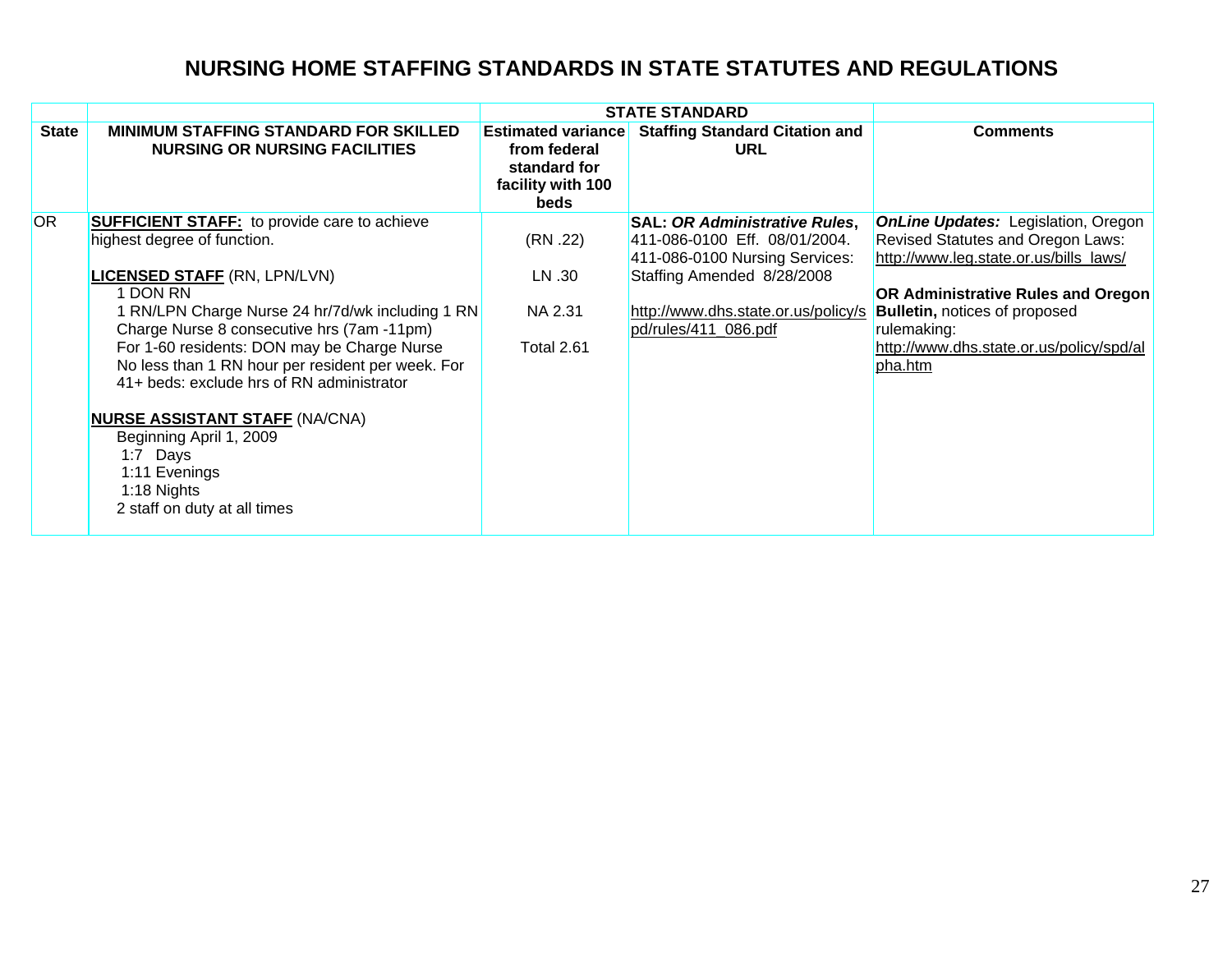# NURSING HOME STAFFING STANDARDS IN STATE STATUTES AND REGULATIONS

| | | STATE STANDARD | | |
|---|---|---|---|---|
| **State** | **MINIMUM STAFFING STANDARD FOR SKILLED NURSING OR NURSING FACILITIES** | **Estimated variance from federal standard for facility with 100 beds** | **Staffing Standard Citation and URL** | **Comments** |
| OR | **SUFFICIENT STAFF:** to provide care to achieve highest degree of function.<br><br>**LICENSED STAFF** (RN, LPN/LVN)<br>1 DON RN<br>1 RN/LPN Charge Nurse 24 hr/7d/wk including 1 RN Charge Nurse 8 consecutive hrs (7am -11pm)<br>For 1-60 residents: DON may be Charge Nurse<br>No less than 1 RN hour per resident per week. For 41+ beds: exclude hrs of RN administrator<br><br>**NURSE ASSISTANT STAFF** (NA/CNA)<br>Beginning April 1, 2009<br>1:7 Days<br>1:11 Evenings<br>1:18 Nights<br>2 staff on duty at all times | (RN .22)<br><br>LN .30<br><br>NA 2.31<br><br>Total 2.61 | **SAL: *OR Administrative Rules*,** 411-086-0100 Eff. 08/01/2004. 411-086-0100 Nursing Services: Staffing Amended 8/28/2008<br><br>http://www.dhs.state.or.us/policy/spd/rules/411_086.pdf | ***OnLine Updates:*** Legislation, Oregon Revised Statutes and Oregon Laws: http://www.leg.state.or.us/bills_laws/<br><br>**OR Administrative Rules and Oregon Bulletin,** notices of proposed rulemaking: http://www.dhs.state.or.us/policy/spd/alpha.htm |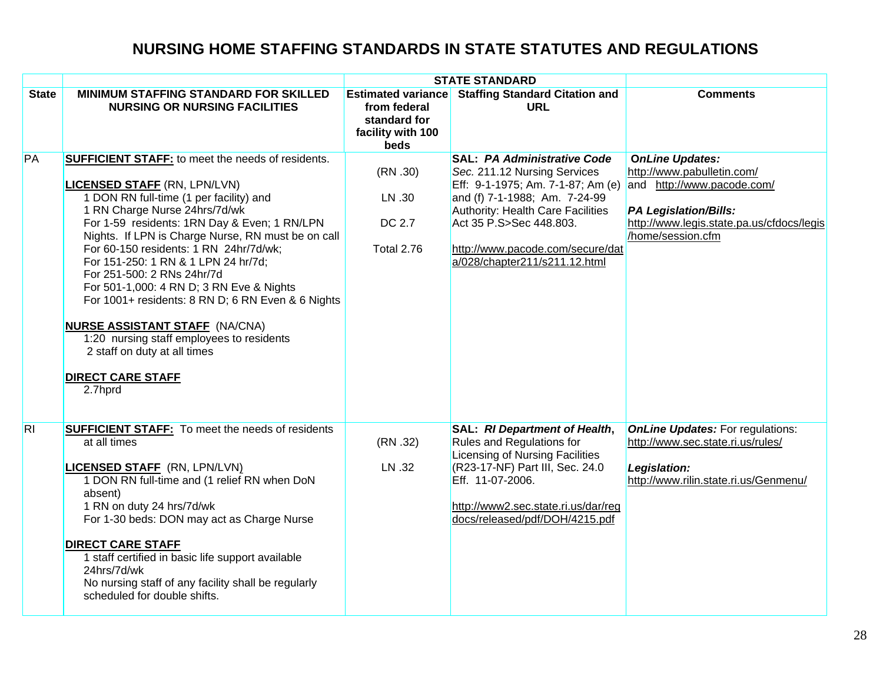# NURSING HOME STAFFING STANDARDS IN STATE STATUTES AND REGULATIONS

| | STATE STANDARD | | | |
|---|---|---|---|---|
| **State** | **MINIMUM STAFFING STANDARD FOR SKILLED NURSING OR NURSING FACILITIES** | **Estimated variance from federal standard for facility with 100 beds** | **Staffing Standard Citation and URL** | **Comments** |
| PA | **SUFFICIENT STAFF:** to meet the needs of residents.<br><br>**LICENSED STAFF** (RN, LPN/LVN)<br>1 DON RN full-time (1 per facility) and<br>1 RN Charge Nurse 24hrs/7d/wk<br>For 1-59 residents: 1RN Day & Even; 1 RN/LPN Nights. If LPN is Charge Nurse, RN must be on call<br>For 60-150 residents: 1 RN 24hr/7d/wk;<br>For 151-250: 1 RN & 1 LPN 24 hr/7d;<br>For 251-500: 2 RNs 24hr/7d<br>For 501-1,000: 4 RN D; 3 RN Eve & Nights<br>For 1001+ residents: 8 RN D; 6 RN Even & 6 Nights<br><br>**NURSE ASSISTANT STAFF** (NA/CNA)<br>1:20 nursing staff employees to residents<br>2 staff on duty at all times<br><br>**DIRECT CARE STAFF**<br>2.7hprd | (RN .30)<br><br>LN .30<br><br>DC 2.7<br><br>Total 2.76 | **SAL:** ***PA Administrative Code*** *Sec.* 211.12 Nursing Services Eff: 9-1-1975; Am. 7-1-87; Am (e) and (f) 7-1-1988; Am. 7-24-99 Authority: Health Care Facilities Act 35 P.S>Sec 448.803.<br><br>http://www.pacode.com/secure/data/028/chapter211/s211.12.html | ***OnLine Updates:*** http://www.pabulletin.com/ and http://www.pacode.com/<br><br>***PA Legislation/Bills:*** http://www.legis.state.pa.us/cfdocs/legis/home/session.cfm |
| RI | **SUFFICIENT STAFF:** To meet the needs of residents at all times<br><br>**LICENSED STAFF** (RN, LPN/LVN)<br>1 DON RN full-time and (1 relief RN when DoN absent)<br>1 RN on duty 24 hrs/7d/wk<br>For 1-30 beds: DON may act as Charge Nurse<br><br>**DIRECT CARE STAFF**<br>1 staff certified in basic life support available 24hrs/7d/wk<br>No nursing staff of any facility shall be regularly scheduled for double shifts. | (RN .32)<br><br>LN .32 | **SAL:** ***RI Department of Health***, Rules and Regulations for Licensing of Nursing Facilities (R23-17-NF) Part III, Sec. 24.0 Eff. 11-07-2006.<br><br>http://www2.sec.state.ri.us/dar/regdocs/released/pdf/DOH/4215.pdf | ***OnLine Updates:*** For regulations: http://www.sec.state.ri.us/rules/<br><br>***Legislation:*** http://www.rilin.state.ri.us/Genmenu/ |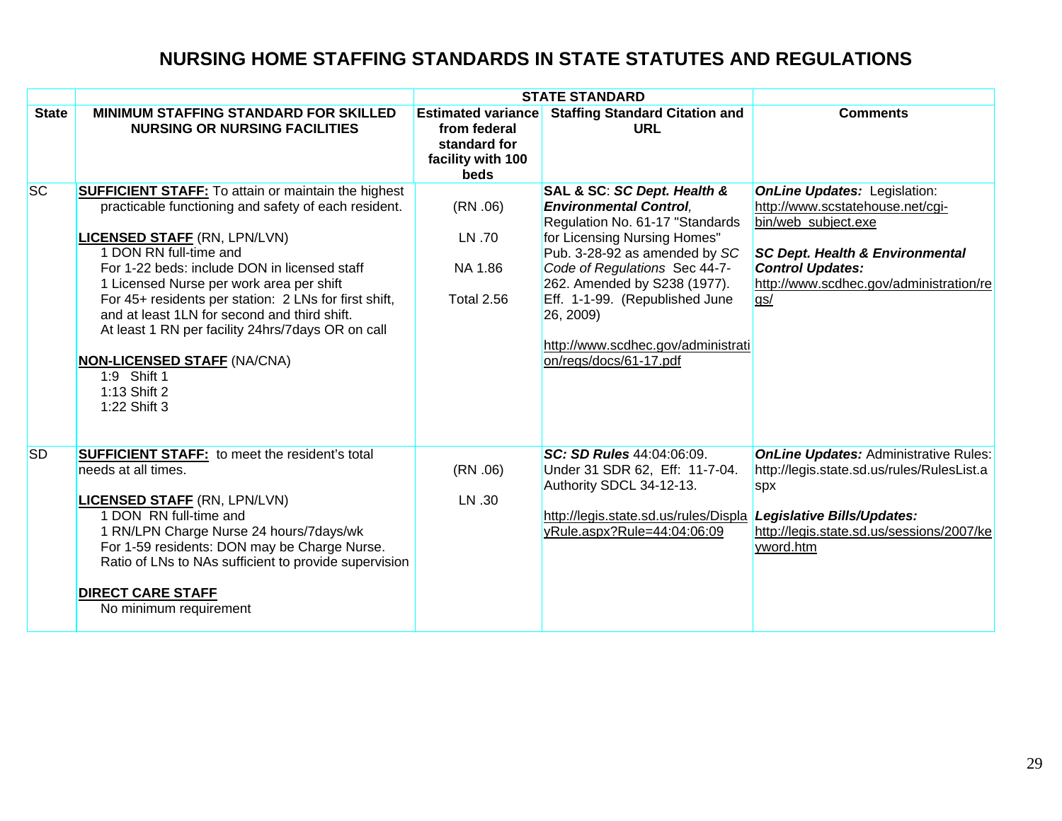# NURSING HOME STAFFING STANDARDS IN STATE STATUTES AND REGULATIONS

| | STATE STANDARD | | | |
|---|---|---|---|---|
| **State** | **MINIMUM STAFFING STANDARD FOR SKILLED NURSING OR NURSING FACILITIES** | **Estimated variance from federal standard for facility with 100 beds** | **Staffing Standard Citation and URL** | **Comments** |
| SC | **SUFFICIENT STAFF:** To attain or maintain the highest practicable functioning and safety of each resident.<br><br>**LICENSED STAFF** (RN, LPN/LVN)<br>1 DON RN full-time and<br>For 1-22 beds: include DON in licensed staff<br>1 Licensed Nurse per work area per shift<br>For 45+ residents per station: 2 LNs for first shift, and at least 1LN for second and third shift.<br>At least 1 RN per facility 24hrs/7days OR on call<br><br>**NON-LICENSED STAFF** (NA/CNA)<br>1:9 Shift 1<br>1:13 Shift 2<br>1:22 Shift 3 | (RN .06)<br><br>LN .70<br><br>NA 1.86<br><br>Total 2.56 | **SAL & SC**: ***SC Dept. Health & Environmental Control***, Regulation No. 61-17 "Standards for Licensing Nursing Homes" Pub. 3-28-92 as amended by *SC Code of Regulations* Sec 44-7-262. Amended by S238 (1977). Eff. 1-1-99. (Republished June 26, 2009)<br><br>http://www.scdhec.gov/administration/regs/docs/61-17.pdf | ***OnLine Updates:*** Legislation: http://www.scstatehouse.net/cgi-bin/web_subject.exe<br><br>***SC Dept. Health & Environmental Control Updates:*** http://www.scdhec.gov/administration/regs/ |
| SD | **SUFFICIENT STAFF:** to meet the resident's total needs at all times.<br><br>**LICENSED STAFF** (RN, LPN/LVN)<br>1 DON RN full-time and<br>1 RN/LPN Charge Nurse 24 hours/7days/wk<br>For 1-59 residents: DON may be Charge Nurse.<br>Ratio of LNs to NAs sufficient to provide supervision<br><br>**DIRECT CARE STAFF**<br>No minimum requirement | (RN .06)<br><br>LN .30 | ***SC: SD Rules*** 44:04:06:09. Under 31 SDR 62, Eff: 11-7-04. Authority SDCL 34-12-13.<br><br>http://legis.state.sd.us/rules/DisplayRule.aspx?Rule=44:04:06:09 | ***OnLine Updates:*** Administrative Rules: http://legis.state.sd.us/rules/RulesList.aspx<br><br>***Legislative Bills/Updates:*** http://legis.state.sd.us/sessions/2007/keyword.htm |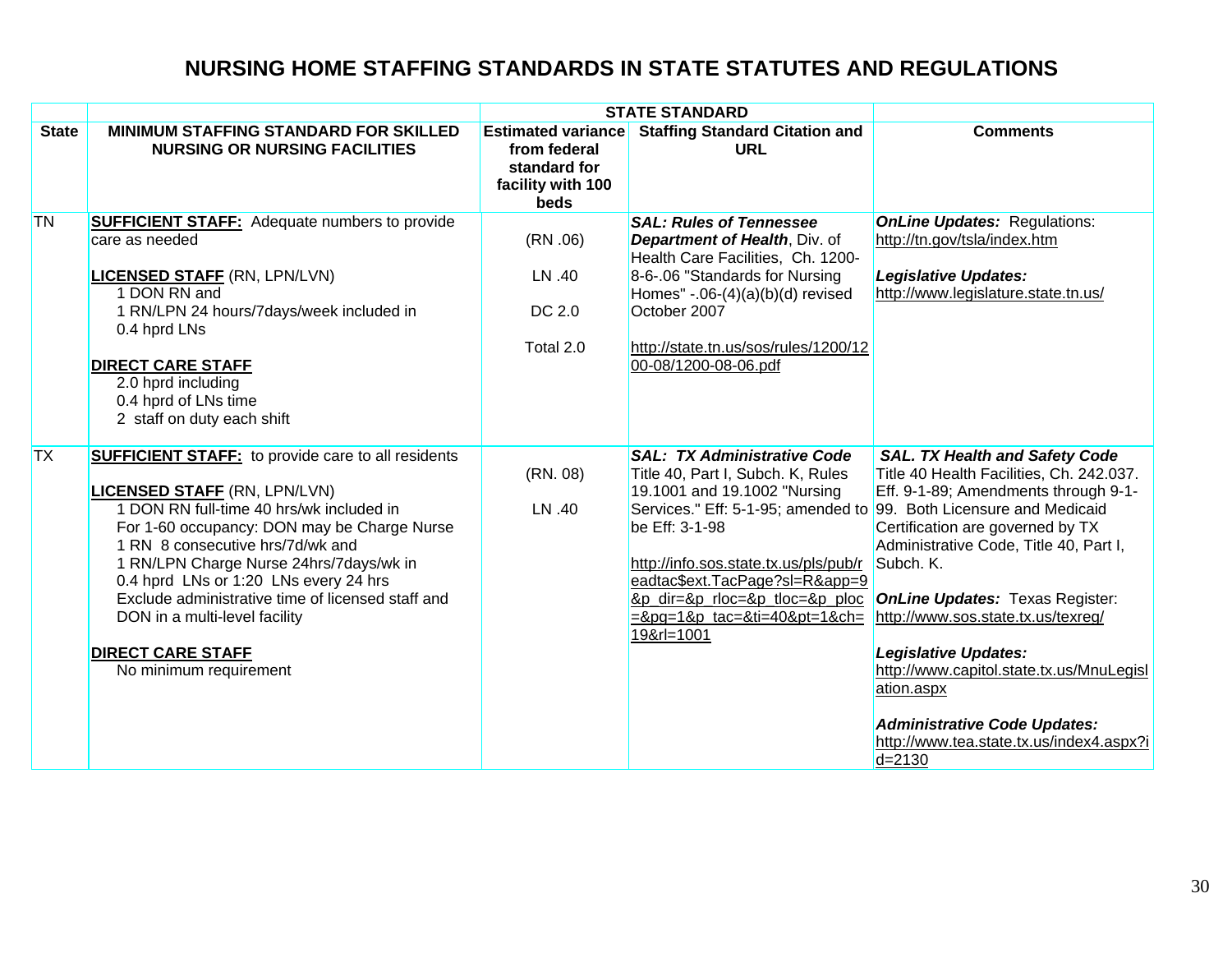# NURSING HOME STAFFING STANDARDS IN STATE STATUTES AND REGULATIONS

| | | STATE STANDARD | | |
|---|---|---|---|---|
| **State** | **MINIMUM STAFFING STANDARD FOR SKILLED NURSING OR NURSING FACILITIES** | **Estimated variance from federal standard for facility with 100 beds** | **Staffing Standard Citation and URL** | **Comments** |
| TN | **SUFFICIENT STAFF:** Adequate numbers to provide care as needed<br><br>**LICENSED STAFF** (RN, LPN/LVN)<br>1 DON RN and<br>1 RN/LPN 24 hours/7days/week included in 0.4 hprd LNs<br><br>**DIRECT CARE STAFF**<br>2.0 hprd including<br>0.4 hprd of LNs time<br>2 staff on duty each shift | (RN .06)<br><br>LN .40<br><br>DC 2.0<br><br>Total 2.0 | ***SAL: Rules of Tennessee Department of Health***, Div. of Health Care Facilities, Ch. 1200-8-6-.06 "Standards for Nursing Homes" -.06-(4)(a)(b)(d) revised October 2007<br><br>http://state.tn.us/sos/rules/1200/1200-08/1200-08-06.pdf | ***OnLine Updates:*** Regulations: http://tn.gov/tsla/index.htm<br><br>***Legislative Updates:*** http://www.legislature.state.tn.us/ |
| TX | **SUFFICIENT STAFF:** to provide care to all residents<br><br>**LICENSED STAFF** (RN, LPN/LVN)<br>1 DON RN full-time 40 hrs/wk included in<br>For 1-60 occupancy: DON may be Charge Nurse<br>1 RN 8 consecutive hrs/7d/wk and<br>1 RN/LPN Charge Nurse 24hrs/7days/wk in<br>0.4 hprd LNs or 1:20 LNs every 24 hrs<br>Exclude administrative time of licensed staff and DON in a multi-level facility<br><br>**DIRECT CARE STAFF**<br>No minimum requirement | (RN. 08)<br><br>LN .40 | ***SAL: TX Administrative Code*** Title 40, Part I, Subch. K, Rules 19.1001 and 19.1002 "Nursing Services." Eff: 5-1-95; amended to be Eff: 3-1-98<br><br>http://info.sos.state.tx.us/pls/pub/readtac$ext.TacPage?sl=R&app=9&p_dir=&p_rloc=&p_tloc=&p_ploc=&pg=1&p_tac=&ti=40&pt=1&ch=19&rl=1001 | ***SAL. TX Health and Safety Code*** Title 40 Health Facilities, Ch. 242.037. Eff. 9-1-89; Amendments through 9-1-99. Both Licensure and Medicaid Certification are governed by TX Administrative Code, Title 40, Part I, Subch. K.<br><br>***OnLine Updates:*** Texas Register: http://www.sos.state.tx.us/texreg/<br><br>***Legislative Updates:*** http://www.capitol.state.tx.us/MnuLegislation.aspx<br><br>***Administrative Code Updates:*** http://www.tea.state.tx.us/index4.aspx?id=2130 |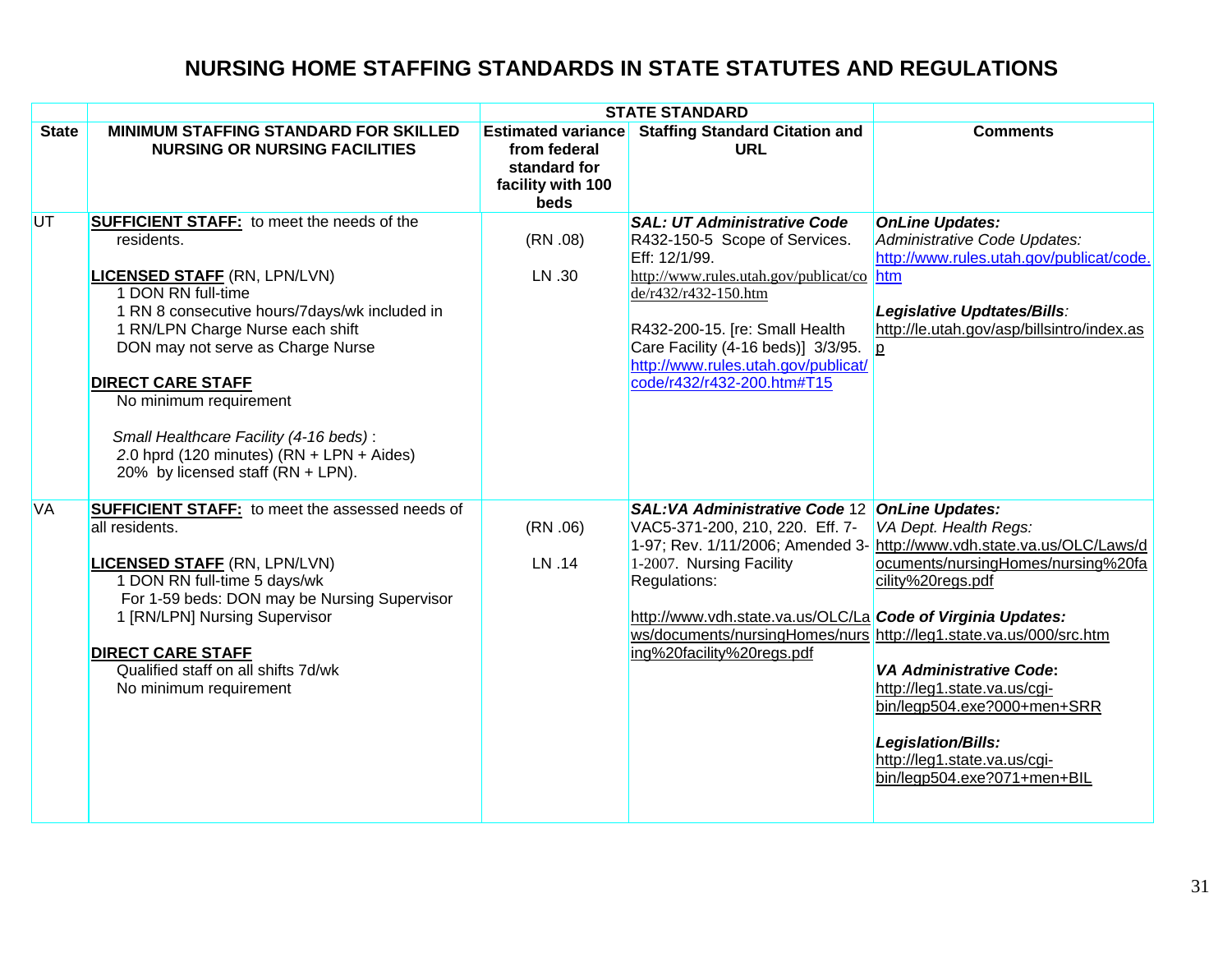# NURSING HOME STAFFING STANDARDS IN STATE STATUTES AND REGULATIONS

| | STATE STANDARD | | | |
|---|---|---|---|---|
| **State** | **MINIMUM STAFFING STANDARD FOR SKILLED NURSING OR NURSING FACILITIES** | **Estimated variance from federal standard for facility with 100 beds** | **Staffing Standard Citation and URL** | **Comments** |
| UT | **SUFFICIENT STAFF:** to meet the needs of the residents.<br><br>**LICENSED STAFF** (RN, LPN/LVN)<br>1 DON RN full-time<br>1 RN 8 consecutive hours/7days/wk included in<br>1 RN/LPN Charge Nurse each shift<br>DON may not serve as Charge Nurse<br><br>**DIRECT CARE STAFF**<br>No minimum requirement<br><br>*Small Healthcare Facility (4-16 beds)* :<br>2.0 hprd (120 minutes) (RN + LPN + Aides)<br>20% by licensed staff (RN + LPN). | (RN .08)<br><br>LN .30 | ***SAL: UT Administrative Code***<br>R432-150-5 Scope of Services. Eff: 12/1/99.<br>http://www.rules.utah.gov/publicat/code/r432/r432-150.htm<br><br>R432-200-15. [re: Small Health Care Facility (4-16 beds)] 3/3/95.<br>http://www.rules.utah.gov/publicat/code/r432/r432-200.htm#T15 | ***OnLine Updates:***<br>*Administrative Code Updates:*<br>http://www.rules.utah.gov/publicat/code.htm<br><br>***Legislative Updtates/Bills:***<br>http://le.utah.gov/asp/billsintro/index.asp |
| VA | **SUFFICIENT STAFF:** to meet the assessed needs of all residents.<br><br>**LICENSED STAFF** (RN, LPN/LVN)<br>1 DON RN full-time 5 days/wk<br>For 1-59 beds: DON may be Nursing Supervisor<br>1 [RN/LPN] Nursing Supervisor<br><br>**DIRECT CARE STAFF**<br>Qualified staff on all shifts 7d/wk<br>No minimum requirement | (RN .06)<br><br>LN .14 | ***SAL:VA Administrative Code*** 12 VAC5-371-200, 210, 220. Eff. 7-1-97; Rev. 1/11/2006; Amended 3-1-2007. Nursing Facility Regulations:<br><br>http://www.vdh.state.va.us/OLC/Laws/documents/nursingHomes/nursing%20facility%20regs.pdf | ***OnLine Updates:***<br>*VA Dept. Health Regs:*<br>http://www.vdh.state.va.us/OLC/Laws/documents/nursingHomes/nursing%20facility%20regs.pdf<br><br>***Code of Virginia Updates:***<br>http://leg1.state.va.us/000/src.htm<br><br>***VA Administrative Code:***<br>http://leg1.state.va.us/cgi-bin/legp504.exe?000+men+SRR<br><br>***Legislation/Bills:***<br>http://leg1.state.va.us/cgi-bin/legp504.exe?071+men+BIL |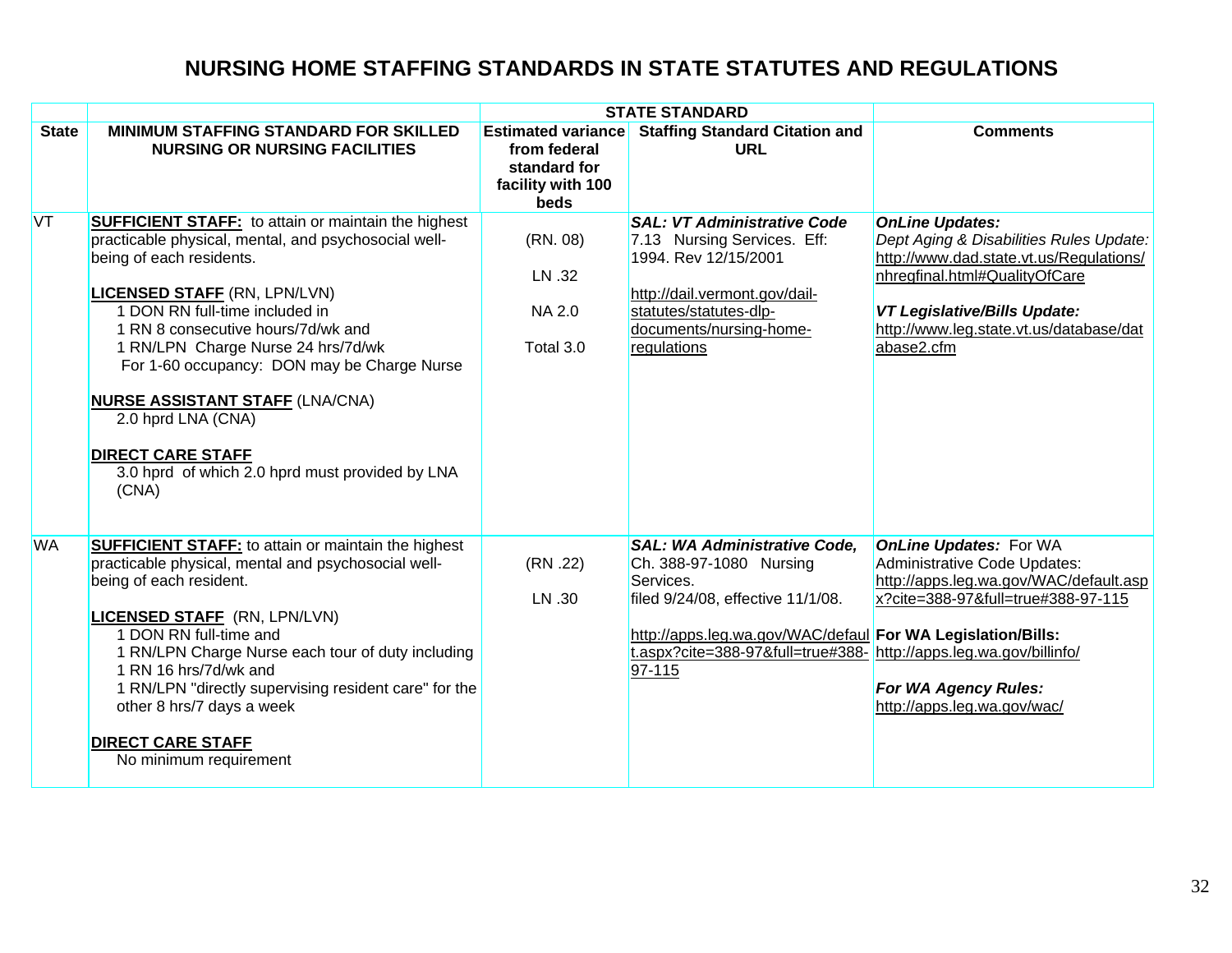# NURSING HOME STAFFING STANDARDS IN STATE STATUTES AND REGULATIONS

| | | STATE STANDARD | | |
|---|---|---|---|---|
| **State** | **MINIMUM STAFFING STANDARD FOR SKILLED NURSING OR NURSING FACILITIES** | **Estimated variance from federal standard for facility with 100 beds** | **Staffing Standard Citation and URL** | **Comments** |
| VT | **SUFFICIENT STAFF:** to attain or maintain the highest practicable physical, mental, and psychosocial well-being of each residents.<br><br>**LICENSED STAFF** (RN, LPN/LVN)<br>1 DON RN full-time included in<br>1 RN 8 consecutive hours/7d/wk and<br>1 RN/LPN Charge Nurse 24 hrs/7d/wk<br>For 1-60 occupancy: DON may be Charge Nurse<br><br>**NURSE ASSISTANT STAFF** (LNA/CNA)<br>2.0 hprd LNA (CNA)<br><br>**DIRECT CARE STAFF**<br>3.0 hprd of which 2.0 hprd must provided by LNA (CNA) | (RN. 08)<br><br>LN .32<br><br>NA 2.0<br><br>Total 3.0 | ***SAL: VT Administrative Code***<br>7.13 Nursing Services. Eff: 1994. Rev 12/15/2001<br><br>http://dail.vermont.gov/dail-statutes/statutes-dlp-documents/nursing-home-regulations | ***OnLine Updates:***<br>*Dept Aging & Disabilities Rules Update:* http://www.dad.state.vt.us/Regulations/nhregfinal.html#QualityOfCare<br><br>***VT Legislative/Bills Update:***<br>http://www.leg.state.vt.us/database/database2.cfm |
| WA | **SUFFICIENT STAFF:** to attain or maintain the highest practicable physical, mental and psychosocial well-being of each resident.<br><br>**LICENSED STAFF** (RN, LPN/LVN)<br>1 DON RN full-time and<br>1 RN/LPN Charge Nurse each tour of duty including<br>1 RN 16 hrs/7d/wk and<br>1 RN/LPN "directly supervising resident care" for the other 8 hrs/7 days a week<br><br>**DIRECT CARE STAFF**<br>No minimum requirement | (RN .22)<br><br>LN .30 | ***SAL: WA Administrative Code,*** Ch. 388-97-1080 Nursing Services.<br>filed 9/24/08, effective 11/1/08.<br><br>http://apps.leg.wa.gov/WAC/default.aspx?cite=388-97&full=true#388-97-115 | ***OnLine Updates:*** For WA Administrative Code Updates: http://apps.leg.wa.gov/WAC/default.aspx?cite=388-97&full=true#388-97-115<br><br>**For WA Legislation/Bills:** http://apps.leg.wa.gov/billinfo/<br><br>***For WA Agency Rules:***<br>http://apps.leg.wa.gov/wac/ |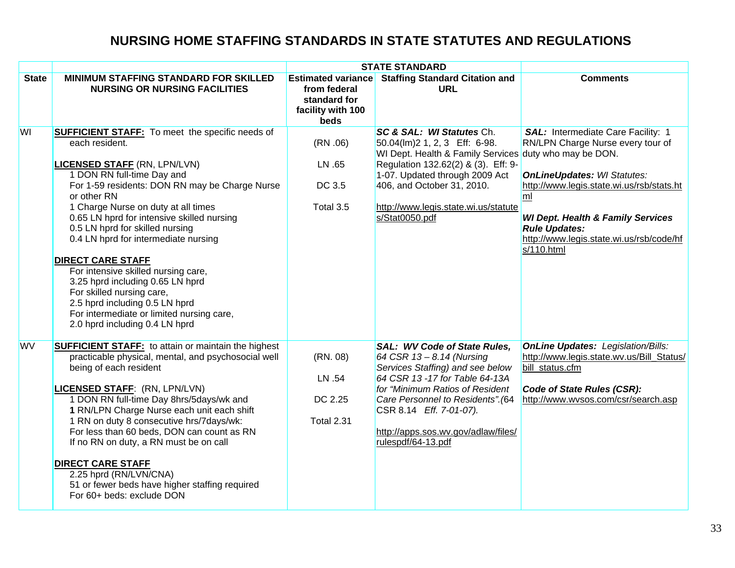# NURSING HOME STAFFING STANDARDS IN STATE STATUTES AND REGULATIONS

| | STATE STANDARD | | | |
|---|---|---|---|---|
| **State** | **MINIMUM STAFFING STANDARD FOR SKILLED NURSING OR NURSING FACILITIES** | **Estimated variance from federal standard for facility with 100 beds** | **Staffing Standard Citation and URL** | **Comments** |
| WI | **SUFFICIENT STAFF:** To meet the specific needs of each resident.<br><br>**LICENSED STAFF** (RN, LPN/LVN)<br>1 DON RN full-time Day and<br>For 1-59 residents: DON RN may be Charge Nurse or other RN<br>1 Charge Nurse on duty at all times<br>0.65 LN hprd for intensive skilled nursing<br>0.5 LN hprd for skilled nursing<br>0.4 LN hprd for intermediate nursing<br><br>**DIRECT CARE STAFF**<br>For intensive skilled nursing care,<br>3.25 hprd including 0.65 LN hprd<br>For skilled nursing care,<br>2.5 hprd including 0.5 LN hprd<br>For intermediate or limited nursing care,<br>2.0 hprd including 0.4 LN hprd | (RN .06)<br><br>LN .65<br><br>DC 3.5<br><br>Total 3.5 | ***SC & SAL: WI Statutes*** Ch. 50.04(lm)2 1, 2, 3 Eff: 6-98. WI Dept. Health & Family Services Regulation 132.62(2) & (3). Eff: 9-1-07. Updated through 2009 Act 406, and October 31, 2010.<br><br>http://www.legis.state.wi.us/statutes/Stat0050.pdf | ***SAL:*** Intermediate Care Facility: 1 RN/LPN Charge Nurse every tour of duty who may be DON.<br><br>***OnLineUpdates:*** *WI Statutes:* http://www.legis.state.wi.us/rsb/stats.html<br><br>***WI Dept. Health & Family Services Rule Updates:*** http://www.legis.state.wi.us/rsb/code/hfs/110.html |
| WV | **SUFFICIENT STAFF:** to attain or maintain the highest practicable physical, mental, and psychosocial well being of each resident<br><br>**LICENSED STAFF**: (RN, LPN/LVN)<br>1 DON RN full-time Day 8hrs/5days/wk and<br>**1** RN/LPN Charge Nurse each unit each shift<br>1 RN on duty 8 consecutive hrs/7days/wk:<br>For less than 60 beds, DON can count as RN<br>If no RN on duty, a RN must be on call<br><br>**DIRECT CARE STAFF**<br>2.25 hprd (RN/LVN/CNA)<br>51 or fewer beds have higher staffing required<br>For 60+ beds: exclude DON | (RN. 08)<br><br>LN .54<br><br>DC 2.25<br><br>Total 2.31 | ***SAL: WV Code of State Rules,*** *64 CSR 13 – 8.14 (Nursing Services Staffing) and see below 64 CSR 13 -17 for Table 64-13A for "Minimum Ratios of Resident Care Personnel to Residents".*(64 CSR 8.14 *Eff. 7-01-07).*<br><br>http://apps.sos.wv.gov/adlaw/files/rulespdf/64-13.pdf | ***OnLine Updates:*** *Legislation/Bills:* http://www.legis.state.wv.us/Bill_Status/bill_status.cfm<br><br>***Code of State Rules (CSR):*** http://www.wvsos.com/csr/search.asp |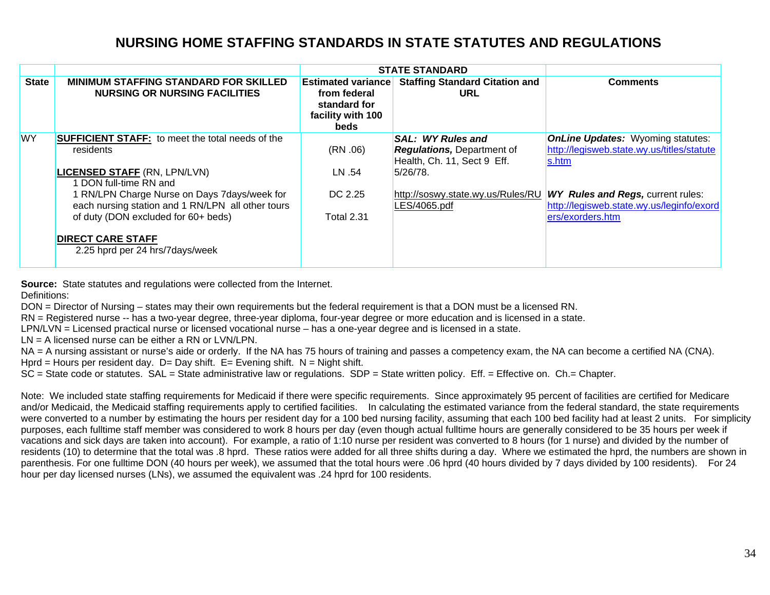# NURSING HOME STAFFING STANDARDS IN STATE STATUTES AND REGULATIONS

| | | STATE STANDARD | | |
|---|---|---|---|---|
| **State** | **MINIMUM STAFFING STANDARD FOR SKILLED NURSING OR NURSING FACILITIES** | **Estimated variance from federal standard for facility with 100 beds** | **Staffing Standard Citation and URL** | **Comments** |
| WY | **SUFFICIENT STAFF:** to meet the total needs of the residents<br><br>**LICENSED STAFF** (RN, LPN/LVN)<br>1 DON full-time RN and<br>1 RN/LPN Charge Nurse on Days 7days/week for each nursing station and 1 RN/LPN all other tours of duty (DON excluded for 60+ beds)<br><br>**DIRECT CARE STAFF**<br>2.25 hprd per 24 hrs/7days/week | (RN .06)<br><br>LN .54<br><br>DC 2.25<br><br>Total 2.31 | ***SAL: WY Rules and Regulations,*** Department of Health, Ch. 11, Sect 9 Eff. 5/26/78.<br><br>http://soswy.state.wy.us/Rules/RULES/4065.pdf | ***OnLine Updates:*** Wyoming statutes: http://legisweb.state.wy.us/titles/statutes.htm<br><br>***WY Rules and Regs,*** current rules: http://legisweb.state.wy.us/leginfo/exorders/exorders.htm |

**Source:** State statutes and regulations were collected from the Internet.

Definitions:

DON = Director of Nursing – states may their own requirements but the federal requirement is that a DON must be a licensed RN.

RN = Registered nurse -- has a two-year degree, three-year diploma, four-year degree or more education and is licensed in a state.

LPN/LVN = Licensed practical nurse or licensed vocational nurse – has a one-year degree and is licensed in a state.

LN = A licensed nurse can be either a RN or LVN/LPN.

NA = A nursing assistant or nurse's aide or orderly. If the NA has 75 hours of training and passes a competency exam, the NA can become a certified NA (CNA).

Hprd = Hours per resident day. D= Day shift. E= Evening shift. N = Night shift.

SC = State code or statutes. SAL = State administrative law or regulations. SDP = State written policy. Eff. = Effective on. Ch.= Chapter.

Note: We included state staffing requirements for Medicaid if there were specific requirements. Since approximately 95 percent of facilities are certified for Medicare and/or Medicaid, the Medicaid staffing requirements apply to certified facilities. In calculating the estimated variance from the federal standard, the state requirements were converted to a number by estimating the hours per resident day for a 100 bed nursing facility, assuming that each 100 bed facility had at least 2 units. For simplicity purposes, each fulltime staff member was considered to work 8 hours per day (even though actual fulltime hours are generally considered to be 35 hours per week if vacations and sick days are taken into account). For example, a ratio of 1:10 nurse per resident was converted to 8 hours (for 1 nurse) and divided by the number of residents (10) to determine that the total was .8 hprd. These ratios were added for all three shifts during a day. Where we estimated the hprd, the numbers are shown in parenthesis. For one fulltime DON (40 hours per week), we assumed that the total hours were .06 hprd (40 hours divided by 7 days divided by 100 residents). For 24 hour per day licensed nurses (LNs), we assumed the equivalent was .24 hprd for 100 residents.